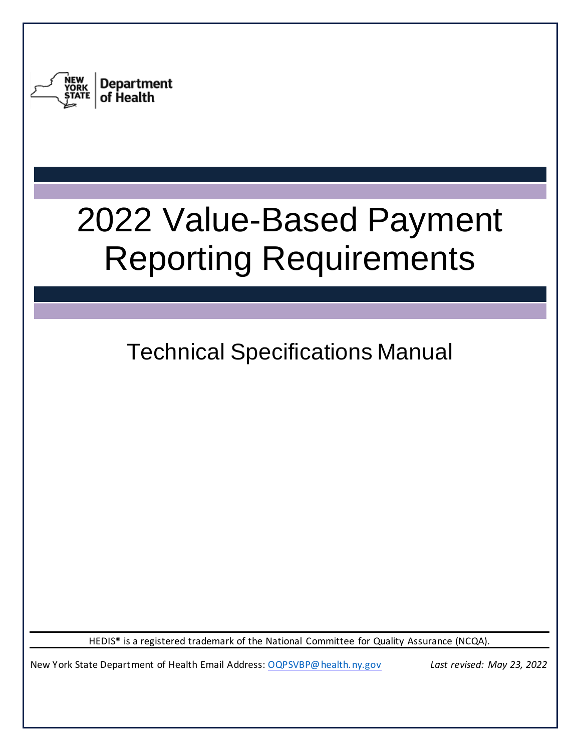NEW YORK STATE | Department of Health

# 2022 Value-Based Payment Reporting Requirements

## Technical Specifications Manual

HEDIS® is a registered trademark of the National Committee for Quality Assurance (NCQA).

New York State Department of Health Email Address: [OQPSVBP@health.ny.gov](mailto:OQPSVBP@health.ny.gov)

*Last revised: May 23, 2022*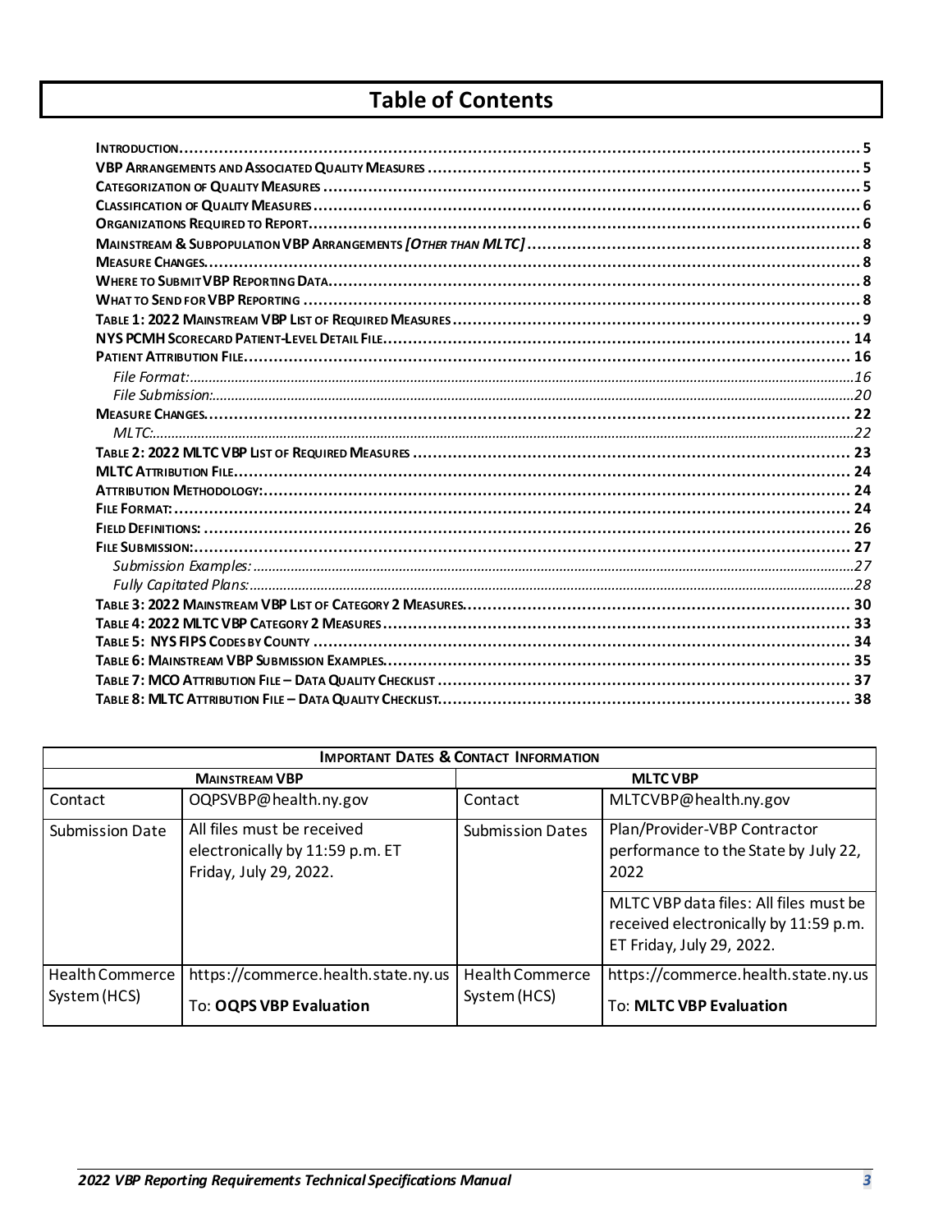# Table of Contents

- **Introduction** ........ 5
- **VBP Arrangements and Associated Quality Measures** ........ 5
- **Categorization of Quality Measures** ........ 5
- **Classification of Quality Measures** ........ 6
- **Organizations Required to Report** ........ 6
- **Mainstream & Subpopulation VBP Arrangements *[Other than MLTC]*** ........ 8
- **Measure Changes** ........ 8
- **Where to Submit VBP Reporting Data** ........ 8
- **What to Send for VBP Reporting** ........ 8
- **Table 1: 2022 Mainstream VBP List of Required Measures** ........ 9
- **NYS PCMH Scorecard Patient-Level Detail File** ........ 14
- **Patient Attribution File** ........ 16
  - *File Format:* ........ 16
  - *File Submission:* ........ 20
- **Measure Changes** ........ 22
  - *MLTC:* ........ 22
- **Table 2: 2022 MLTC VBP List of Required Measures** ........ 23
- **MLTC Attribution File** ........ 24
- **Attribution Methodology:** ........ 24
- **File Format:** ........ 24
- **Field Definitions:** ........ 26
- **File Submission:** ........ 27
  - *Submission Examples:* ........ 27
  - *Fully Capitated Plans:* ........ 28
- **Table 3: 2022 Mainstream VBP List of Category 2 Measures** ........ 30
- **Table 4: 2022 MLTC VBP Category 2 Measures** ........ 33
- **Table 5: NYS FIPS Codes by County** ........ 34
- **Table 6: Mainstream VBP Submission Examples** ........ 35
- **Table 7: MCO Attribution File – Data Quality Checklist** ........ 37
- **Table 8: MLTC Attribution File – Data Quality Checklist** ........ 38

| **Important Dates & Contact Information** | | | |
|---|---|---|---|
| **Mainstream VBP** | | **MLTC VBP** | |
| Contact | OQPSVBP@health.ny.gov | Contact | MLTCVBP@health.ny.gov |
| Submission Date | All files must be received electronically by 11:59 p.m. ET Friday, July 29, 2022. | Submission Dates | Plan/Provider-VBP Contractor performance to the State by July 22, 2022<br><br>MLTC VBP data files: All files must be received electronically by 11:59 p.m. ET Friday, July 29, 2022. |
| Health Commerce System (HCS) | https://commerce.health.state.ny.us<br>To: **OQPS VBP Evaluation** | Health Commerce System (HCS) | https://commerce.health.state.ny.us<br>To: **MLTC VBP Evaluation** |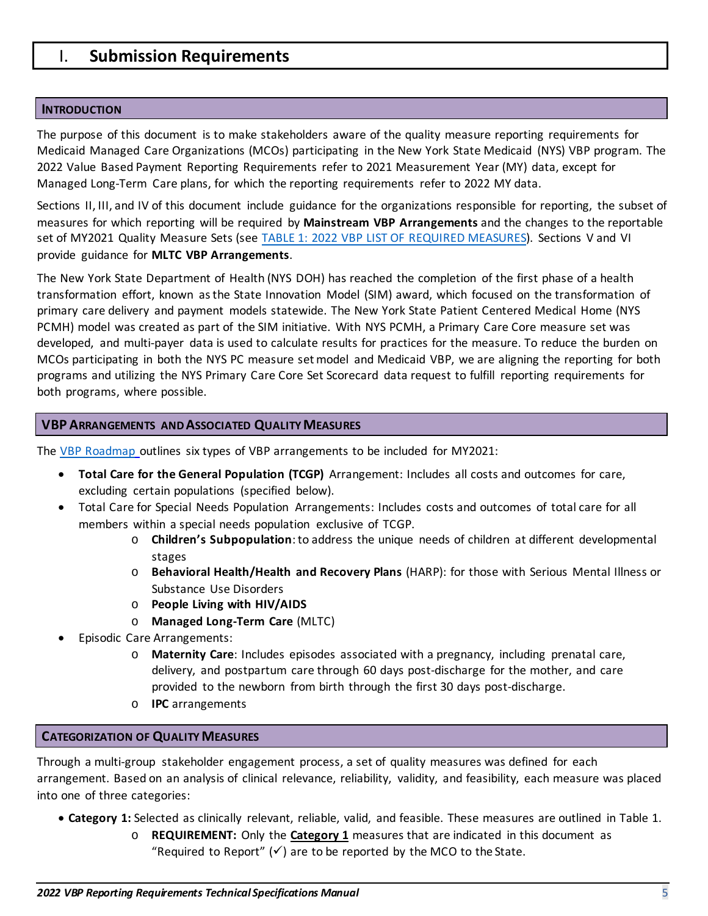# I. Submission Requirements

## Introduction

The purpose of this document is to make stakeholders aware of the quality measure reporting requirements for Medicaid Managed Care Organizations (MCOs) participating in the New York State Medicaid (NYS) VBP program. The 2022 Value Based Payment Reporting Requirements refer to 2021 Measurement Year (MY) data, except for Managed Long-Term Care plans, for which the reporting requirements refer to 2022 MY data.

Sections II, III, and IV of this document include guidance for the organizations responsible for reporting, the subset of measures for which reporting will be required by **Mainstream VBP Arrangements** and the changes to the reportable set of MY2021 Quality Measure Sets (see TABLE 1: 2022 VBP LIST OF REQUIRED MEASURES). Sections V and VI provide guidance for **MLTC VBP Arrangements**.

The New York State Department of Health (NYS DOH) has reached the completion of the first phase of a health transformation effort, known as the State Innovation Model (SIM) award, which focused on the transformation of primary care delivery and payment models statewide. The New York State Patient Centered Medical Home (NYS PCMH) model was created as part of the SIM initiative. With NYS PCMH, a Primary Care Core measure set was developed, and multi-payer data is used to calculate results for practices for the measure. To reduce the burden on MCOs participating in both the NYS PC measure set model and Medicaid VBP, we are aligning the reporting for both programs and utilizing the NYS Primary Care Core Set Scorecard data request to fulfill reporting requirements for both programs, where possible.

## VBP Arrangements and Associated Quality Measures

The VBP Roadmap outlines six types of VBP arrangements to be included for MY2021:

- **Total Care for the General Population (TCGP)** Arrangement: Includes all costs and outcomes for care, excluding certain populations (specified below).
- Total Care for Special Needs Population Arrangements: Includes costs and outcomes of total care for all members within a special needs population exclusive of TCGP.
    - **Children's Subpopulation**: to address the unique needs of children at different developmental stages
    - **Behavioral Health/Health and Recovery Plans** (HARP): for those with Serious Mental Illness or Substance Use Disorders
    - **People Living with HIV/AIDS**
    - **Managed Long-Term Care** (MLTC)
- Episodic Care Arrangements:
    - **Maternity Care**: Includes episodes associated with a pregnancy, including prenatal care, delivery, and postpartum care through 60 days post-discharge for the mother, and care provided to the newborn from birth through the first 30 days post-discharge.
    - **IPC** arrangements

## Categorization of Quality Measures

Through a multi-group stakeholder engagement process, a set of quality measures was defined for each arrangement. Based on an analysis of clinical relevance, reliability, validity, and feasibility, each measure was placed into one of three categories:

- **Category 1:** Selected as clinically relevant, reliable, valid, and feasible. These measures are outlined in Table 1.
    - **REQUIREMENT:** Only the **Category 1** measures that are indicated in this document as "Required to Report" (✓) are to be reported by the MCO to the State.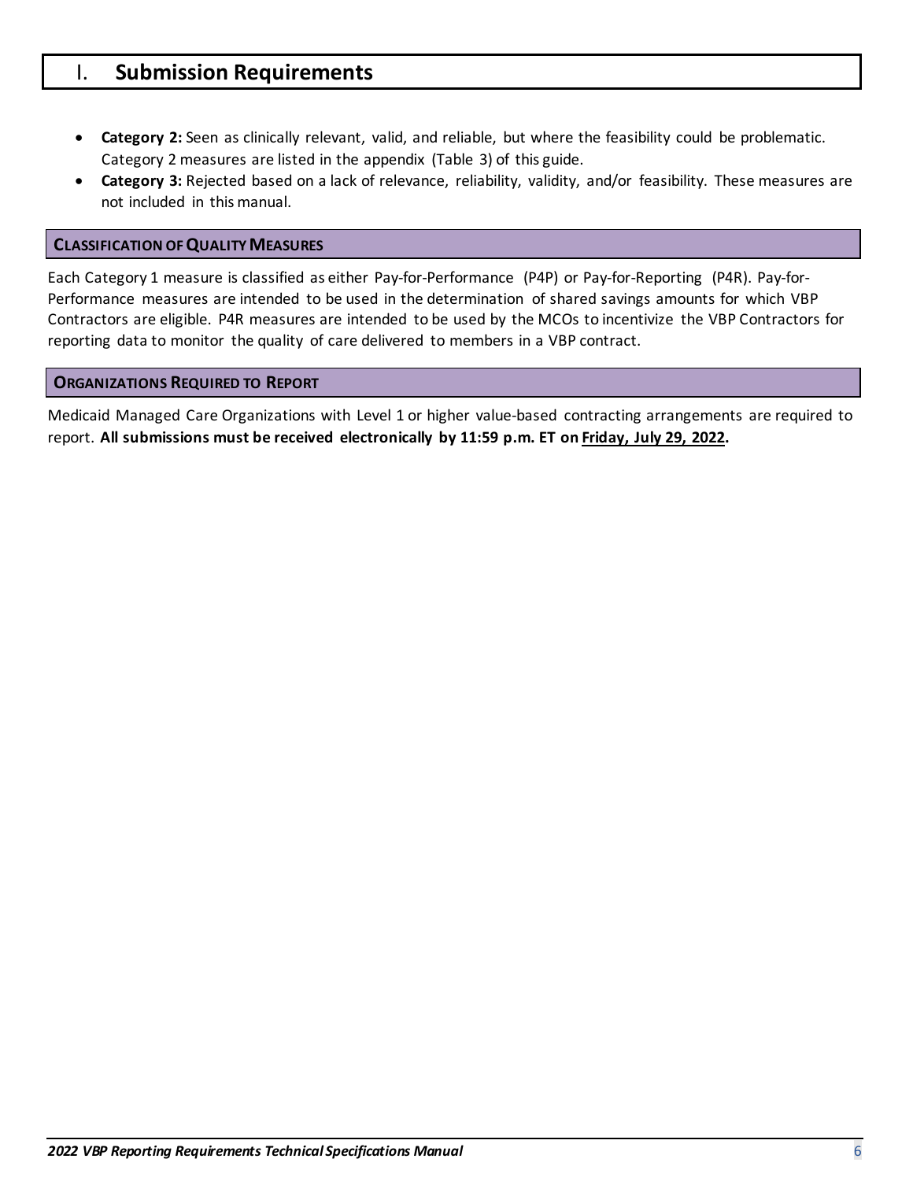# I. Submission Requirements

- **Category 2:** Seen as clinically relevant, valid, and reliable, but where the feasibility could be problematic. Category 2 measures are listed in the appendix (Table 3) of this guide.
- **Category 3:** Rejected based on a lack of relevance, reliability, validity, and/or feasibility. These measures are not included in this manual.

## Classification of Quality Measures

Each Category 1 measure is classified as either Pay-for-Performance (P4P) or Pay-for-Reporting (P4R). Pay-for-Performance measures are intended to be used in the determination of shared savings amounts for which VBP Contractors are eligible. P4R measures are intended to be used by the MCOs to incentivize the VBP Contractors for reporting data to monitor the quality of care delivered to members in a VBP contract.

## Organizations Required to Report

Medicaid Managed Care Organizations with Level 1 or higher value-based contracting arrangements are required to report. **All submissions must be received electronically by 11:59 p.m. ET on <u>Friday, July 29, 2022</u>.**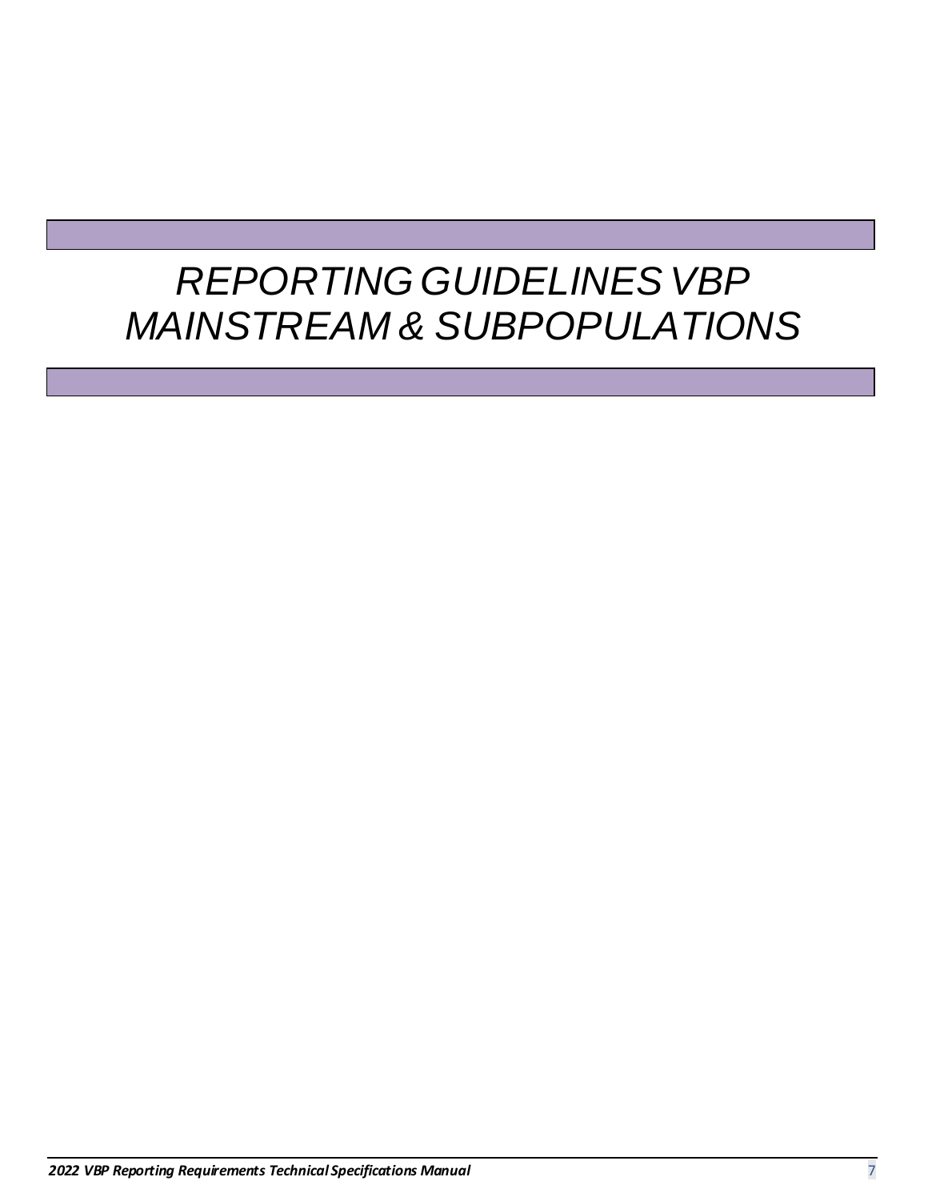# *REPORTING GUIDELINES VBP MAINSTREAM & SUBPOPULATIONS*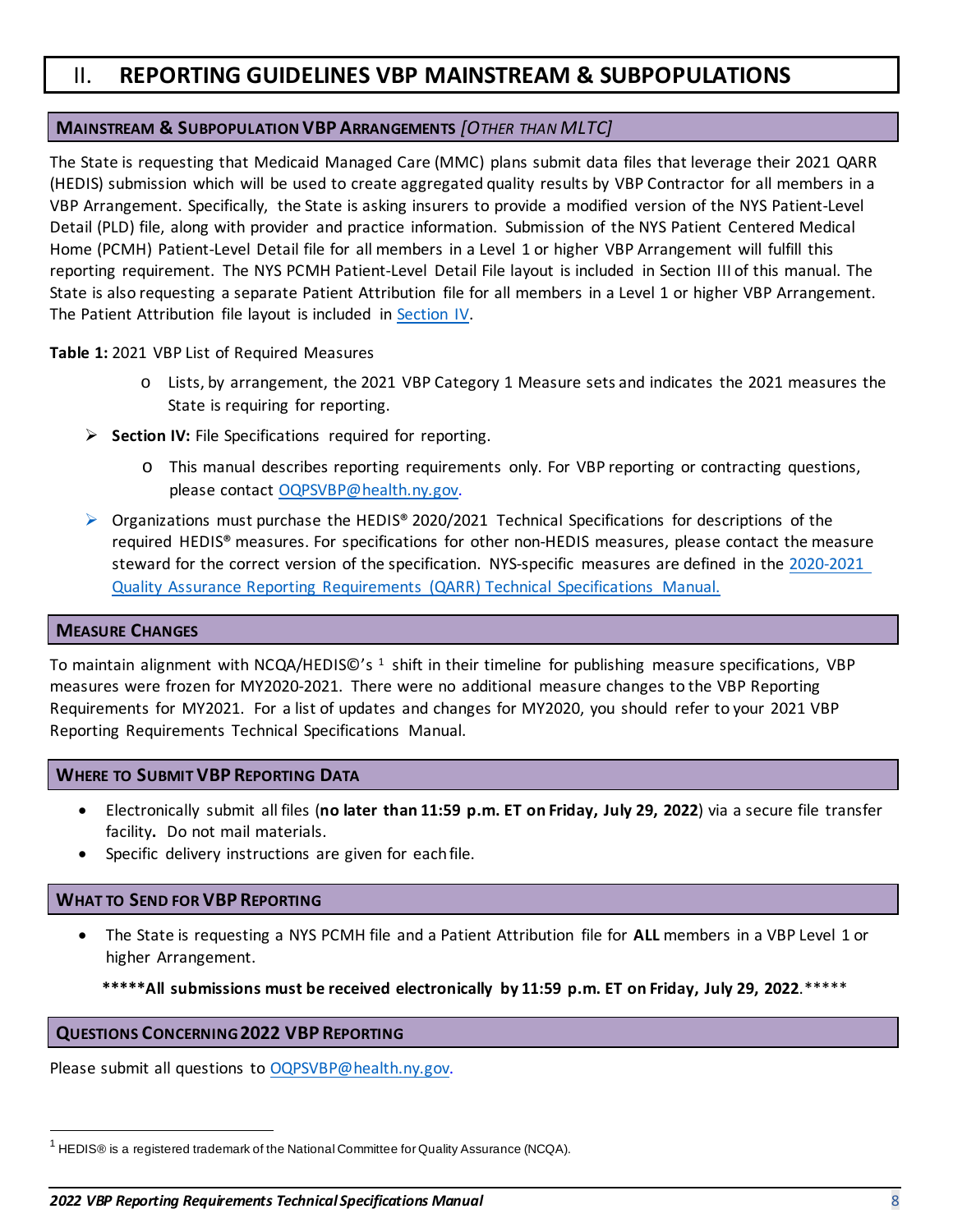# II. REPORTING GUIDELINES VBP MAINSTREAM & SUBPOPULATIONS

## MAINSTREAM & SUBPOPULATION VBP ARRANGEMENTS *[OTHER THAN MLTC]*

The State is requesting that Medicaid Managed Care (MMC) plans submit data files that leverage their 2021 QARR (HEDIS) submission which will be used to create aggregated quality results by VBP Contractor for all members in a VBP Arrangement. Specifically, the State is asking insurers to provide a modified version of the NYS Patient-Level Detail (PLD) file, along with provider and practice information. Submission of the NYS Patient Centered Medical Home (PCMH) Patient-Level Detail file for all members in a Level 1 or higher VBP Arrangement will fulfill this reporting requirement. The NYS PCMH Patient-Level Detail File layout is included in Section III of this manual. The State is also requesting a separate Patient Attribution file for all members in a Level 1 or higher VBP Arrangement. The Patient Attribution file layout is included in Section IV.

**Table 1:** 2021 VBP List of Required Measures

- o Lists, by arrangement, the 2021 VBP Category 1 Measure sets and indicates the 2021 measures the State is requiring for reporting.

- **Section IV:** File Specifications required for reporting.
  - o This manual describes reporting requirements only. For VBP reporting or contracting questions, please contact OQPSVBP@health.ny.gov.
- Organizations must purchase the HEDIS® 2020/2021 Technical Specifications for descriptions of the required HEDIS® measures. For specifications for other non-HEDIS measures, please contact the measure steward for the correct version of the specification. NYS-specific measures are defined in the 2020-2021 Quality Assurance Reporting Requirements (QARR) Technical Specifications Manual.

## MEASURE CHANGES

To maintain alignment with NCQA/HEDIS©'s [1] shift in their timeline for publishing measure specifications, VBP measures were frozen for MY2020-2021. There were no additional measure changes to the VBP Reporting Requirements for MY2021. For a list of updates and changes for MY2020, you should refer to your 2021 VBP Reporting Requirements Technical Specifications Manual.

## WHERE TO SUBMIT VBP REPORTING DATA

- Electronically submit all files (**no later than 11:59 p.m. ET on Friday, July 29, 2022**) via a secure file transfer facility**.** Do not mail materials.
- Specific delivery instructions are given for each file.

## WHAT TO SEND FOR VBP REPORTING

- The State is requesting a NYS PCMH file and a Patient Attribution file for **ALL** members in a VBP Level 1 or higher Arrangement.

**\*\*\*\*\*All submissions must be received electronically by 11:59 p.m. ET on Friday, July 29, 2022**.\*\*\*\*\*

## QUESTIONS CONCERNING 2022 VBP REPORTING

Please submit all questions to OQPSVBP@health.ny.gov.

[1] HEDIS® is a registered trademark of the National Committee for Quality Assurance (NCQA).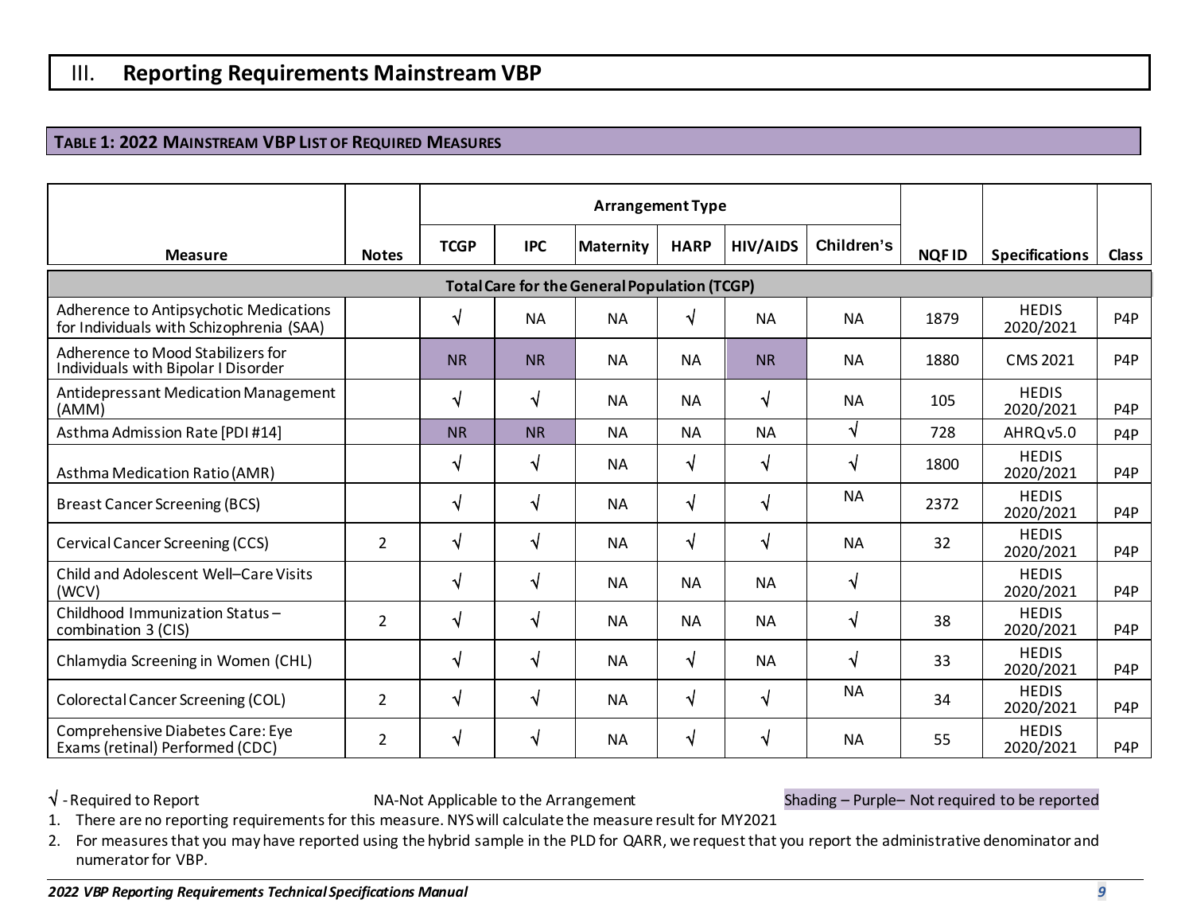## III. Reporting Requirements Mainstream VBP

**TABLE 1: 2022 MAINSTREAM VBP LIST OF REQUIRED MEASURES**

| Measure | Notes | Arrangement Type | | | | | | NQF ID | Specifications | Class |
|---|---|---|---|---|---|---|---|---|---|---|
| | | TCGP | IPC | Maternity | HARP | HIV/AIDS | Children's | | | |
| **Total Care for the General Population (TCGP)** | | | | | | | | | | |
| Adherence to Antipsychotic Medications for Individuals with Schizophrenia (SAA) | | √ | NA | NA | √ | NA | NA | 1879 | HEDIS 2020/2021 | P4P |
| Adherence to Mood Stabilizers for Individuals with Bipolar I Disorder | | NR | NR | NA | NA | NR | NA | 1880 | CMS 2021 | P4P |
| Antidepressant Medication Management (AMM) | | √ | √ | NA | NA | √ | NA | 105 | HEDIS 2020/2021 | P4P |
| Asthma Admission Rate [PDI #14] | | NR | NR | NA | NA | NA | √ | 728 | AHRQ v5.0 | P4P |
| Asthma Medication Ratio (AMR) | | √ | √ | NA | √ | √ | √ | 1800 | HEDIS 2020/2021 | P4P |
| Breast Cancer Screening (BCS) | | √ | √ | NA | √ | √ | NA | 2372 | HEDIS 2020/2021 | P4P |
| Cervical Cancer Screening (CCS) | 2 | √ | √ | NA | √ | √ | NA | 32 | HEDIS 2020/2021 | P4P |
| Child and Adolescent Well–Care Visits (WCV) | | √ | √ | NA | NA | NA | √ | | HEDIS 2020/2021 | P4P |
| Childhood Immunization Status – combination 3 (CIS) | 2 | √ | √ | NA | NA | NA | √ | 38 | HEDIS 2020/2021 | P4P |
| Chlamydia Screening in Women (CHL) | | √ | √ | NA | √ | NA | √ | 33 | HEDIS 2020/2021 | P4P |
| Colorectal Cancer Screening (COL) | 2 | √ | √ | NA | √ | √ | NA | 34 | HEDIS 2020/2021 | P4P |
| Comprehensive Diabetes Care: Eye Exams (retinal) Performed (CDC) | 2 | √ | √ | NA | √ | √ | NA | 55 | HEDIS 2020/2021 | P4P |

√ - Required to Report NA-Not Applicable to the Arrangement Shading – Purple– Not required to be reported

1. There are no reporting requirements for this measure. NYS will calculate the measure result for MY2021
2. For measures that you may have reported using the hybrid sample in the PLD for QARR, we request that you report the administrative denominator and numerator for VBP.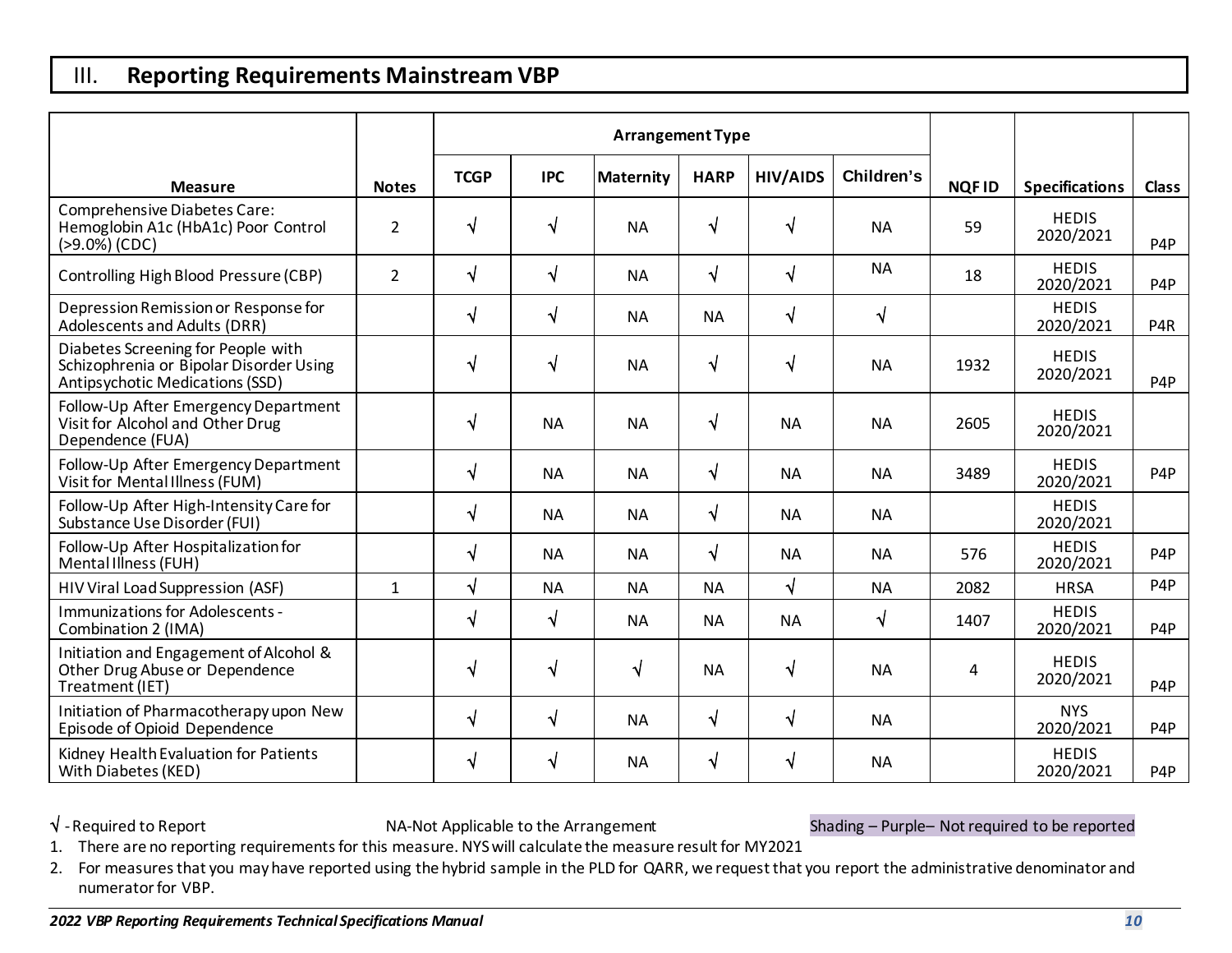## III. Reporting Requirements Mainstream VBP

| Measure | Notes | Arrangement Type | | | | | | NQF ID | Specifications | Class |
|---|---|---|---|---|---|---|---|---|---|---|
| | | TCGP | IPC | Maternity | HARP | HIV/AIDS | Children's | | | |
| Comprehensive Diabetes Care: Hemoglobin A1c (HbA1c) Poor Control (>9.0%) (CDC) | 2 | √ | √ | NA | √ | √ | NA | 59 | HEDIS 2020/2021 | P4P |
| Controlling High Blood Pressure (CBP) | 2 | √ | √ | NA | √ | √ | NA | 18 | HEDIS 2020/2021 | P4P |
| Depression Remission or Response for Adolescents and Adults (DRR) | | √ | √ | NA | NA | √ | √ | | HEDIS 2020/2021 | P4R |
| Diabetes Screening for People with Schizophrenia or Bipolar Disorder Using Antipsychotic Medications (SSD) | | √ | √ | NA | √ | √ | NA | 1932 | HEDIS 2020/2021 | P4P |
| Follow-Up After Emergency Department Visit for Alcohol and Other Drug Dependence (FUA) | | √ | NA | NA | √ | NA | NA | 2605 | HEDIS 2020/2021 | |
| Follow-Up After Emergency Department Visit for Mental Illness (FUM) | | √ | NA | NA | √ | NA | NA | 3489 | HEDIS 2020/2021 | P4P |
| Follow-Up After High-Intensity Care for Substance Use Disorder (FUI) | | √ | NA | NA | √ | NA | NA | | HEDIS 2020/2021 | |
| Follow-Up After Hospitalization for Mental Illness (FUH) | | √ | NA | NA | √ | NA | NA | 576 | HEDIS 2020/2021 | P4P |
| HIV Viral Load Suppression (ASF) | 1 | √ | NA | NA | NA | √ | NA | 2082 | HRSA | P4P |
| Immunizations for Adolescents - Combination 2 (IMA) | | √ | √ | NA | NA | NA | √ | 1407 | HEDIS 2020/2021 | P4P |
| Initiation and Engagement of Alcohol & Other Drug Abuse or Dependence Treatment (IET) | | √ | √ | √ | NA | √ | NA | 4 | HEDIS 2020/2021 | P4P |
| Initiation of Pharmacotherapy upon New Episode of Opioid Dependence | | √ | √ | NA | √ | √ | NA | | NYS 2020/2021 | P4P |
| Kidney Health Evaluation for Patients With Diabetes (KED) | | √ | √ | NA | √ | √ | NA | | HEDIS 2020/2021 | P4P |

√ - Required to Report NA-Not Applicable to the Arrangement Shading – Purple– Not required to be reported

1. There are no reporting requirements for this measure. NYS will calculate the measure result for MY2021
2. For measures that you may have reported using the hybrid sample in the PLD for QARR, we request that you report the administrative denominator and numerator for VBP.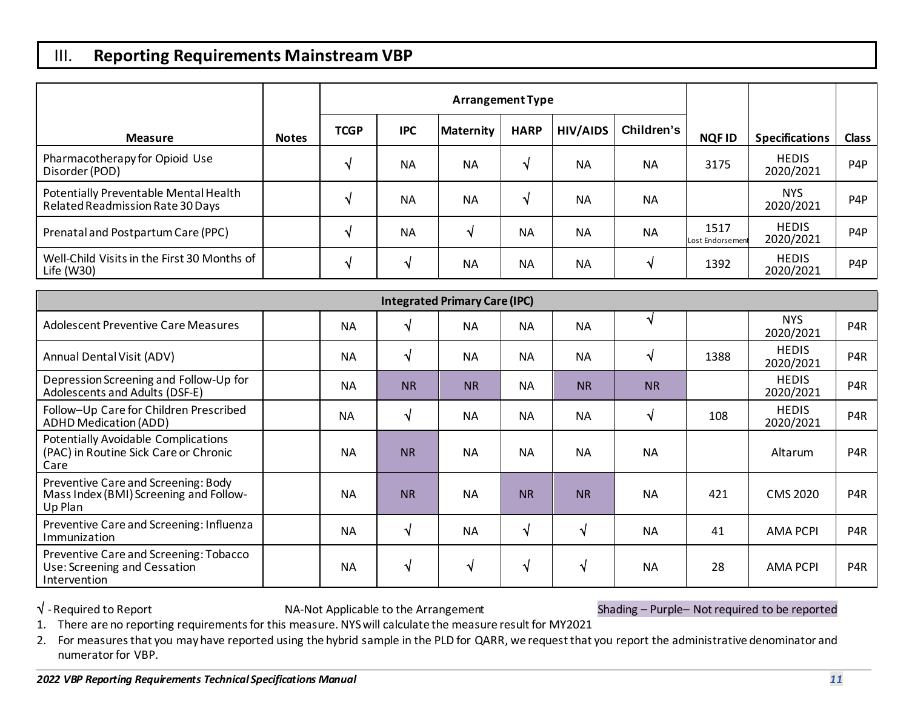## III. Reporting Requirements Mainstream VBP

| Measure | Notes | Arrangement Type | | | | | | NQF ID | Specifications | Class |
|---|---|---|---|---|---|---|---|---|---|---|
| | | TCGP | IPC | Maternity | HARP | HIV/AIDS | Children's | | | |
| Pharmacotherapy for Opioid Use Disorder (POD) | | √ | NA | NA | √ | NA | NA | 3175 | HEDIS 2020/2021 | P4P |
| Potentially Preventable Mental Health Related Readmission Rate 30 Days | | √ | NA | NA | √ | NA | NA | | NYS 2020/2021 | P4P |
| Prenatal and Postpartum Care (PPC) | | √ | NA | √ | NA | NA | NA | 1517 Lost Endorsement | HEDIS 2020/2021 | P4P |
| Well-Child Visits in the First 30 Months of Life (W30) | | √ | √ | NA | NA | NA | √ | 1392 | HEDIS 2020/2021 | P4P |
| **Integrated Primary Care (IPC)** | | | | | | | | | | |
| Adolescent Preventive Care Measures | | NA | √ | NA | NA | NA | √ | | NYS 2020/2021 | P4R |
| Annual Dental Visit (ADV) | | NA | √ | NA | NA | NA | √ | 1388 | HEDIS 2020/2021 | P4R |
| Depression Screening and Follow-Up for Adolescents and Adults (DSF-E) | | NA | NR | NR | NA | NR | NR | | HEDIS 2020/2021 | P4R |
| Follow–Up Care for Children Prescribed ADHD Medication (ADD) | | NA | √ | NA | NA | NA | √ | 108 | HEDIS 2020/2021 | P4R |
| Potentially Avoidable Complications (PAC) in Routine Sick Care or Chronic Care | | NA | NR | NA | NA | NA | NA | | Altarum | P4R |
| Preventive Care and Screening: Body Mass Index (BMI) Screening and Follow-Up Plan | | NA | NR | NA | NR | NR | NA | 421 | CMS 2020 | P4R |
| Preventive Care and Screening: Influenza Immunization | | NA | √ | NA | √ | √ | NA | 41 | AMA PCPI | P4R |
| Preventive Care and Screening: Tobacco Use: Screening and Cessation Intervention | | NA | √ | √ | √ | √ | NA | 28 | AMA PCPI | P4R |

√ - Required to Report　　NA-Not Applicable to the Arrangement　　Shading – Purple– Not required to be reported

1. There are no reporting requirements for this measure. NYS will calculate the measure result for MY2021
2. For measures that you may have reported using the hybrid sample in the PLD for QARR, we request that you report the administrative denominator and numerator for VBP.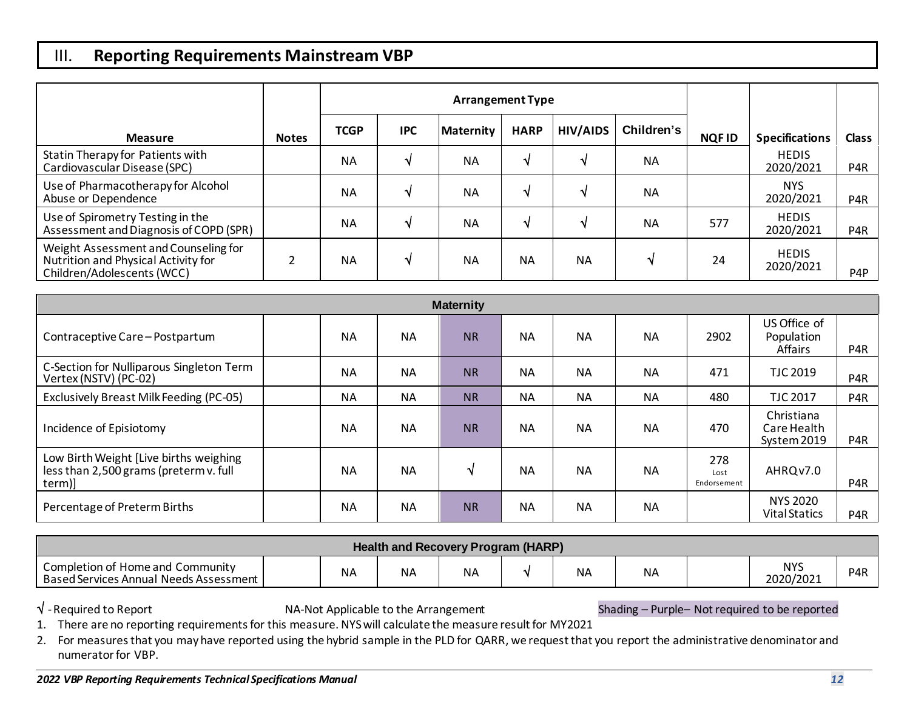## III. Reporting Requirements Mainstream VBP

| Measure | Notes | Arrangement Type | | | | | | NQF ID | Specifications | Class |
|---|---|---|---|---|---|---|---|---|---|---|
| | | TCGP | IPC | Maternity | HARP | HIV/AIDS | Children's | | | |
| Statin Therapy for Patients with Cardiovascular Disease (SPC) | | NA | √ | NA | √ | √ | NA | | HEDIS 2020/2021 | P4R |
| Use of Pharmacotherapy for Alcohol Abuse or Dependence | | NA | √ | NA | √ | √ | NA | | NYS 2020/2021 | P4R |
| Use of Spirometry Testing in the Assessment and Diagnosis of COPD (SPR) | | NA | √ | NA | √ | √ | NA | 577 | HEDIS 2020/2021 | P4R |
| Weight Assessment and Counseling for Nutrition and Physical Activity for Children/Adolescents (WCC) | 2 | NA | √ | NA | NA | NA | √ | 24 | HEDIS 2020/2021 | P4P |
| **Maternity** | | | | | | | | | | |
| Contraceptive Care – Postpartum | | NA | NA | NR | NA | NA | NA | 2902 | US Office of Population Affairs | P4R |
| C-Section for Nulliparous Singleton Term Vertex (NSTV) (PC-02) | | NA | NA | NR | NA | NA | NA | 471 | TJC 2019 | P4R |
| Exclusively Breast Milk Feeding (PC-05) | | NA | NA | NR | NA | NA | NA | 480 | TJC 2017 | P4R |
| Incidence of Episiotomy | | NA | NA | NR | NA | NA | NA | 470 | Christiana Care Health System 2019 | P4R |
| Low Birth Weight [Live births weighing less than 2,500 grams (preterm v. full term)] | | NA | NA | √ | NA | NA | NA | 278 Lost Endorsement | AHRQ v7.0 | P4R |
| Percentage of Preterm Births | | NA | NA | NR | NA | NA | NA | | NYS 2020 Vital Statics | P4R |
| **Health and Recovery Program (HARP)** | | | | | | | | | | |
| Completion of Home and Community Based Services Annual Needs Assessment | | NA | NA | NA | √ | NA | NA | | NYS 2020/2021 | P4R |

√ - Required to Report    NA-Not Applicable to the Arrangement    Shading – Purple– Not required to be reported

1. There are no reporting requirements for this measure. NYS will calculate the measure result for MY2021
2. For measures that you may have reported using the hybrid sample in the PLD for QARR, we request that you report the administrative denominator and numerator for VBP.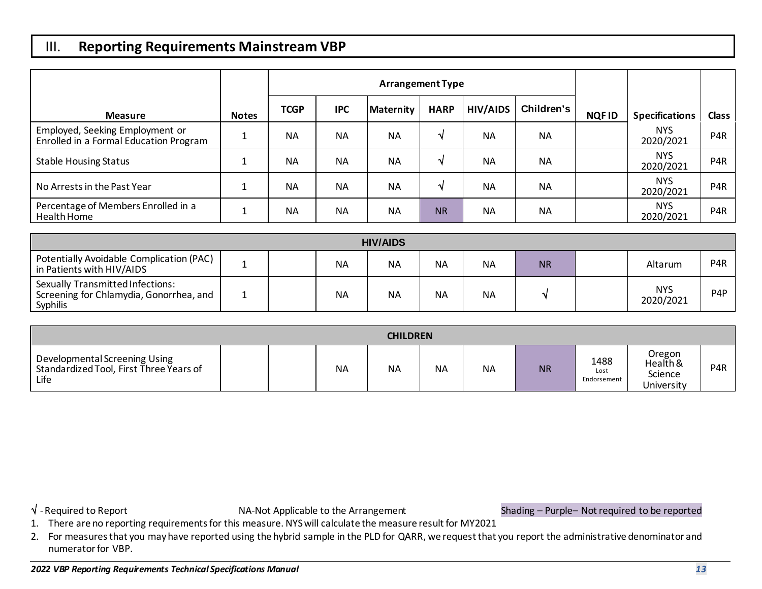# III. Reporting Requirements Mainstream VBP

| Measure | Notes | Arrangement Type | | | | | | NQF ID | Specifications | Class |
|---|---|---|---|---|---|---|---|---|---|---|
| | | TCGP | IPC | Maternity | HARP | HIV/AIDS | Children's | | | |
| Employed, Seeking Employment or Enrolled in a Formal Education Program | 1 | NA | NA | NA | √ | NA | NA | | NYS 2020/2021 | P4R |
| Stable Housing Status | 1 | NA | NA | NA | √ | NA | NA | | NYS 2020/2021 | P4R |
| No Arrests in the Past Year | 1 | NA | NA | NA | √ | NA | NA | | NYS 2020/2021 | P4R |
| Percentage of Members Enrolled in a Health Home | 1 | NA | NA | NA | NR | NA | NA | | NYS 2020/2021 | P4R |
| **HIV/AIDS** | | | | | | | | | | |
| Potentially Avoidable Complication (PAC) in Patients with HIV/AIDS | 1 | | NA | NA | NA | NA | NR | | Altarum | P4R |
| Sexually Transmitted Infections: Screening for Chlamydia, Gonorrhea, and Syphilis | 1 | | NA | NA | NA | NA | √ | | NYS 2020/2021 | P4P |
| **CHILDREN** | | | | | | | | | | |
| Developmental Screening Using Standardized Tool, First Three Years of Life | | | NA | NA | NA | NA | NR | 1488 Lost Endorsement | Oregon Health & Science University | P4R |

√ - Required to Report NA-Not Applicable to the Arrangement Shading – Purple– Not required to be reported

1. There are no reporting requirements for this measure. NYS will calculate the measure result for MY2021
2. For measures that you may have reported using the hybrid sample in the PLD for QARR, we request that you report the administrative denominator and numerator for VBP.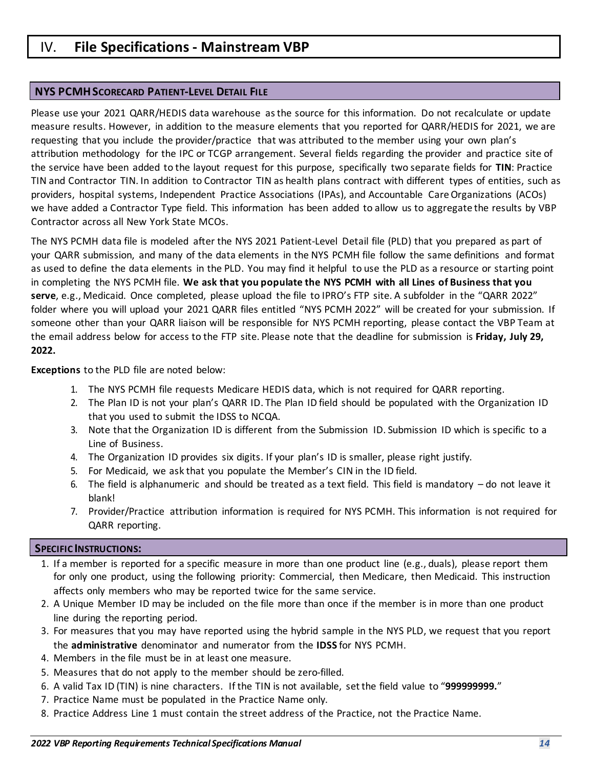# IV. File Specifications - Mainstream VBP

## NYS PCMH Scorecard Patient-Level Detail File

Please use your 2021 QARR/HEDIS data warehouse as the source for this information. Do not recalculate or update measure results. However, in addition to the measure elements that you reported for QARR/HEDIS for 2021, we are requesting that you include the provider/practice that was attributed to the member using your own plan's attribution methodology for the IPC or TCGP arrangement. Several fields regarding the provider and practice site of the service have been added to the layout request for this purpose, specifically two separate fields for **TIN**: Practice TIN and Contractor TIN. In addition to Contractor TIN as health plans contract with different types of entities, such as providers, hospital systems, Independent Practice Associations (IPAs), and Accountable Care Organizations (ACOs) we have added a Contractor Type field. This information has been added to allow us to aggregate the results by VBP Contractor across all New York State MCOs.

The NYS PCMH data file is modeled after the NYS 2021 Patient-Level Detail file (PLD) that you prepared as part of your QARR submission, and many of the data elements in the NYS PCMH file follow the same definitions and format as used to define the data elements in the PLD. You may find it helpful to use the PLD as a resource or starting point in completing the NYS PCMH file. **We ask that you populate the NYS PCMH with all Lines of Business that you serve**, e.g., Medicaid. Once completed, please upload the file to IPRO's FTP site. A subfolder in the "QARR 2022" folder where you will upload your 2021 QARR files entitled "NYS PCMH 2022" will be created for your submission. If someone other than your QARR liaison will be responsible for NYS PCMH reporting, please contact the VBP Team at the email address below for access to the FTP site. Please note that the deadline for submission is **Friday, July 29, 2022.**

**Exceptions** to the PLD file are noted below:

1. The NYS PCMH file requests Medicare HEDIS data, which is not required for QARR reporting.
2. The Plan ID is not your plan's QARR ID. The Plan ID field should be populated with the Organization ID that you used to submit the IDSS to NCQA.
3. Note that the Organization ID is different from the Submission ID. Submission ID which is specific to a Line of Business.
4. The Organization ID provides six digits. If your plan's ID is smaller, please right justify.
5. For Medicaid, we ask that you populate the Member's CIN in the ID field.
6. The field is alphanumeric and should be treated as a text field. This field is mandatory – do not leave it blank!
7. Provider/Practice attribution information is required for NYS PCMH. This information is not required for QARR reporting.

## Specific Instructions:

1. If a member is reported for a specific measure in more than one product line (e.g., duals), please report them for only one product, using the following priority: Commercial, then Medicare, then Medicaid. This instruction affects only members who may be reported twice for the same service.
2. A Unique Member ID may be included on the file more than once if the member is in more than one product line during the reporting period.
3. For measures that you may have reported using the hybrid sample in the NYS PLD, we request that you report the **administrative** denominator and numerator from the **IDSS** for NYS PCMH.
4. Members in the file must be in at least one measure.
5. Measures that do not apply to the member should be zero-filled.
6. A valid Tax ID (TIN) is nine characters. If the TIN is not available, set the field value to "**999999999.**"
7. Practice Name must be populated in the Practice Name only.
8. Practice Address Line 1 must contain the street address of the Practice, not the Practice Name.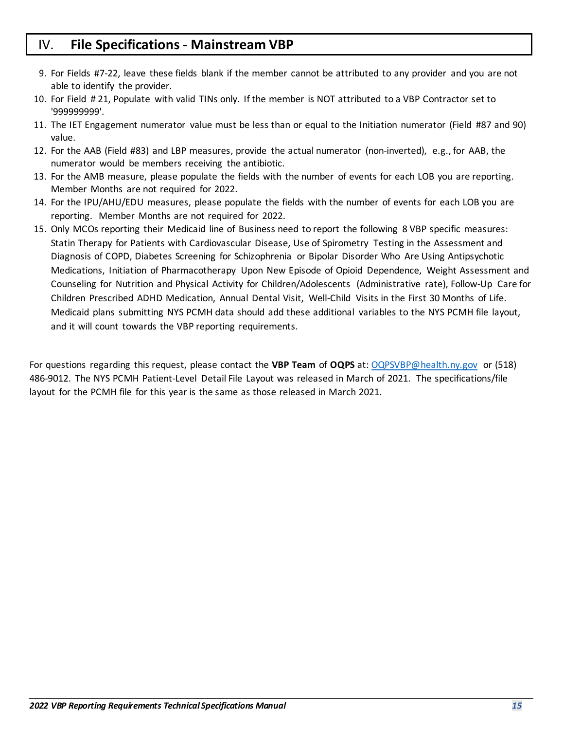# IV. File Specifications - Mainstream VBP

9. For Fields #7-22, leave these fields blank if the member cannot be attributed to any provider and you are not able to identify the provider.
10. For Field # 21, Populate with valid TINs only. If the member is NOT attributed to a VBP Contractor set to '999999999'.
11. The IET Engagement numerator value must be less than or equal to the Initiation numerator (Field #87 and 90) value.
12. For the AAB (Field #83) and LBP measures, provide the actual numerator (non-inverted), e.g., for AAB, the numerator would be members receiving the antibiotic.
13. For the AMB measure, please populate the fields with the number of events for each LOB you are reporting. Member Months are not required for 2022.
14. For the IPU/AHU/EDU measures, please populate the fields with the number of events for each LOB you are reporting. Member Months are not required for 2022.
15. Only MCOs reporting their Medicaid line of Business need to report the following 8 VBP specific measures: Statin Therapy for Patients with Cardiovascular Disease, Use of Spirometry Testing in the Assessment and Diagnosis of COPD, Diabetes Screening for Schizophrenia or Bipolar Disorder Who Are Using Antipsychotic Medications, Initiation of Pharmacotherapy Upon New Episode of Opioid Dependence, Weight Assessment and Counseling for Nutrition and Physical Activity for Children/Adolescents (Administrative rate), Follow-Up Care for Children Prescribed ADHD Medication, Annual Dental Visit, Well-Child Visits in the First 30 Months of Life. Medicaid plans submitting NYS PCMH data should add these additional variables to the NYS PCMH file layout, and it will count towards the VBP reporting requirements.

For questions regarding this request, please contact the **VBP Team** of **OQPS** at: OQPSVBP@health.ny.gov or (518) 486-9012. The NYS PCMH Patient-Level Detail File Layout was released in March of 2021. The specifications/file layout for the PCMH file for this year is the same as those released in March 2021.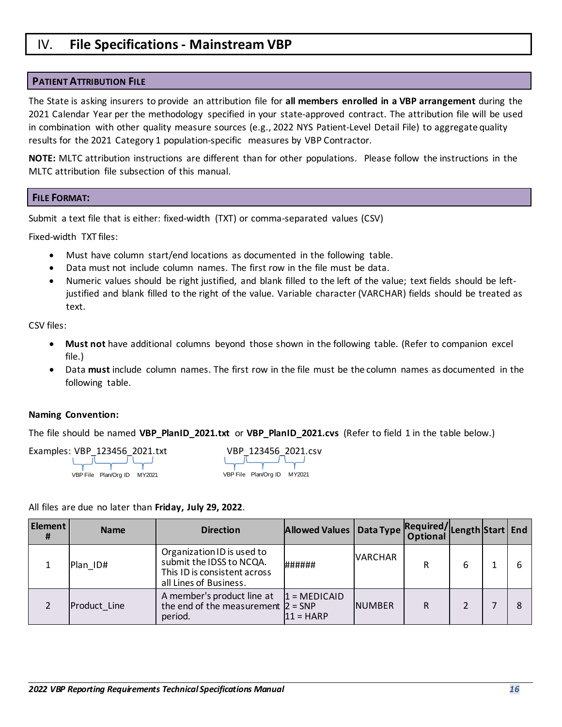# IV. File Specifications - Mainstream VBP

## PATIENT ATTRIBUTION FILE

The State is asking insurers to provide an attribution file for **all members enrolled in a VBP arrangement** during the 2021 Calendar Year per the methodology specified in your state-approved contract. The attribution file will be used in combination with other quality measure sources (e.g., 2022 NYS Patient-Level Detail File) to aggregate quality results for the 2021 Category 1 population-specific measures by VBP Contractor.

**NOTE:** MLTC attribution instructions are different than for other populations. Please follow the instructions in the MLTC attribution file subsection of this manual.

## FILE FORMAT:

Submit a text file that is either: fixed-width (TXT) or comma-separated values (CSV)

Fixed-width TXT files:

- Must have column start/end locations as documented in the following table.
- Data must not include column names. The first row in the file must be data.
- Numeric values should be right justified, and blank filled to the left of the value; text fields should be left-justified and blank filled to the right of the value. Variable character (VARCHAR) fields should be treated as text.

CSV files:

- **Must not** have additional columns beyond those shown in the following table. (Refer to companion excel file.)
- Data **must** include column names. The first row in the file must be the column names as documented in the following table.

**Naming Convention:**

The file should be named **VBP_PlanID_2021.txt** or **VBP_PlanID_2021.cvs** (Refer to field 1 in the table below.)

Examples: VBP_123456_2021.txt (VBP File, Plan/Org ID, MY2021)        VBP_123456_2021.csv (VBP File, Plan/Org ID, MY2021)

All files are due no later than **Friday, July 29, 2022**.

| Element # | Name | Direction | Allowed Values | Data Type | Required/ Optional | Length | Start | End |
|---|---|---|---|---|---|---|---|---|
| 1 | Plan_ID# | Organization ID is used to submit the IDSS to NCQA. This ID is consistent across all Lines of Business. | ###### | VARCHAR | R | 6 | 1 | 6 |
| 2 | Product_Line | A member's product line at the end of the measurement period. | 1 = MEDICAID<br>2 = SNP<br>11 = HARP | NUMBER | R | 2 | 7 | 8 |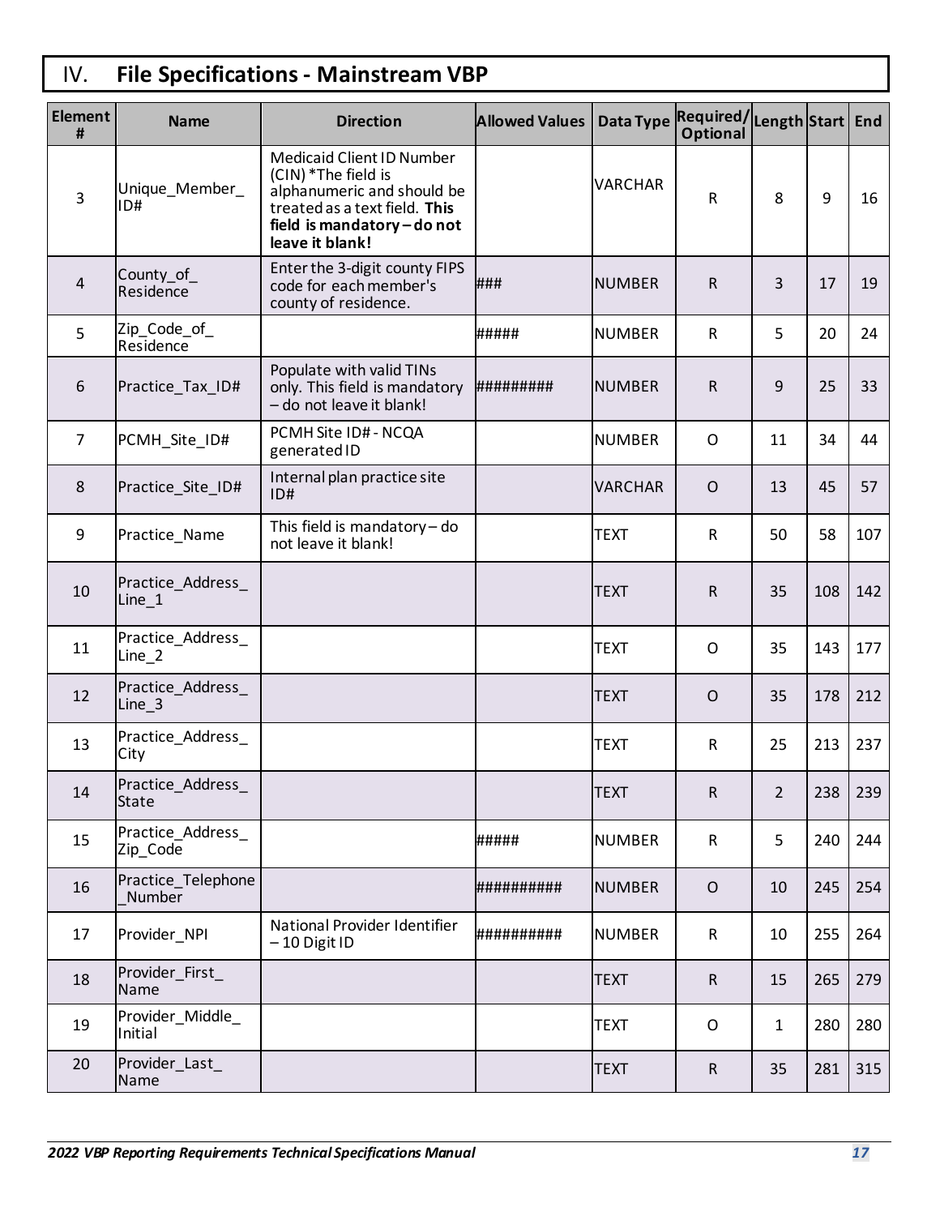# IV. File Specifications - Mainstream VBP

| Element # | Name | Direction | Allowed Values | Data Type | Required/ Optional | Length | Start | End |
|---|---|---|---|---|---|---|---|---|
| 3 | Unique_Member_ ID# | Medicaid Client ID Number (CIN) *The field is alphanumeric and should be treated as a text field. **This field is mandatory – do not leave it blank!** | | VARCHAR | R | 8 | 9 | 16 |
| 4 | County_of_ Residence | Enter the 3-digit county FIPS code for each member's county of residence. | ### | NUMBER | R | 3 | 17 | 19 |
| 5 | Zip_Code_of_ Residence | | ##### | NUMBER | R | 5 | 20 | 24 |
| 6 | Practice_Tax_ID# | Populate with valid TINs only. This field is mandatory – do not leave it blank! | ######### | NUMBER | R | 9 | 25 | 33 |
| 7 | PCMH_Site_ID# | PCMH Site ID# - NCQA generated ID | | NUMBER | O | 11 | 34 | 44 |
| 8 | Practice_Site_ID# | Internal plan practice site ID# | | VARCHAR | O | 13 | 45 | 57 |
| 9 | Practice_Name | This field is mandatory – do not leave it blank! | | TEXT | R | 50 | 58 | 107 |
| 10 | Practice_Address_ Line_1 | | | TEXT | R | 35 | 108 | 142 |
| 11 | Practice_Address_ Line_2 | | | TEXT | O | 35 | 143 | 177 |
| 12 | Practice_Address_ Line_3 | | | TEXT | O | 35 | 178 | 212 |
| 13 | Practice_Address_ City | | | TEXT | R | 25 | 213 | 237 |
| 14 | Practice_Address_ State | | | TEXT | R | 2 | 238 | 239 |
| 15 | Practice_Address_ Zip_Code | | ##### | NUMBER | R | 5 | 240 | 244 |
| 16 | Practice_Telephone _Number | | ########## | NUMBER | O | 10 | 245 | 254 |
| 17 | Provider_NPI | National Provider Identifier – 10 Digit ID | ########## | NUMBER | R | 10 | 255 | 264 |
| 18 | Provider_First_ Name | | | TEXT | R | 15 | 265 | 279 |
| 19 | Provider_Middle_ Initial | | | TEXT | O | 1 | 280 | 280 |
| 20 | Provider_Last_ Name | | | TEXT | R | 35 | 281 | 315 |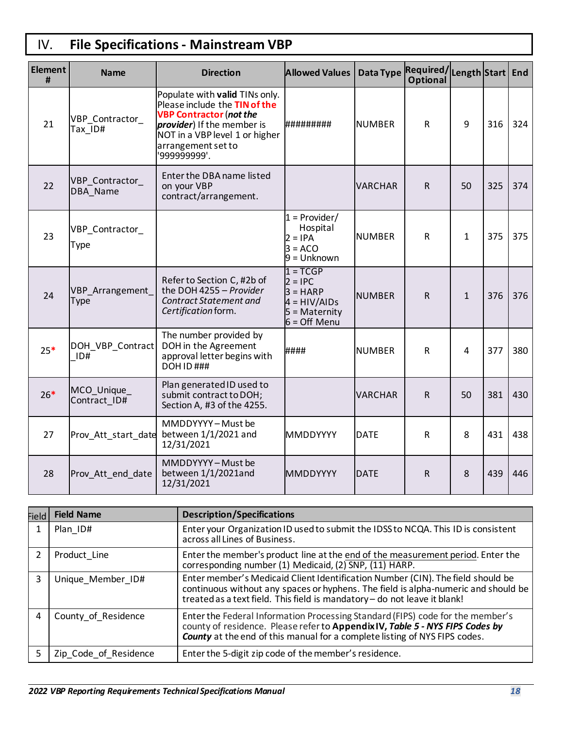## IV. File Specifications - Mainstream VBP

| Element # | Name | Direction | Allowed Values | Data Type | Required/ Optional | Length | Start | End |
|---|---|---|---|---|---|---|---|---|
| 21 | VBP_Contractor_Tax_ID# | Populate with **valid** TINs only. Please include the **TIN of the VBP Contractor** (***not the provider***) If the member is NOT in a VBP level 1 or higher arrangement set to '999999999'. | ######### | NUMBER | R | 9 | 316 | 324 |
| 22 | VBP_Contractor_DBA_Name | Enter the DBA name listed on your VBP contract/arrangement. | | VARCHAR | R | 50 | 325 | 374 |
| 23 | VBP_Contractor_Type | | 1 = Provider/ Hospital<br>2 = IPA<br>3 = ACO<br>9 = Unknown | NUMBER | R | 1 | 375 | 375 |
| 24 | VBP_Arrangement_Type | Refer to Section C, #2b of the DOH 4255 – *Provider Contract Statement and Certification* form. | 1 = TCGP<br>2 = IPC<br>3 = HARP<br>4 = HIV/AIDs<br>5 = Maternity<br>6 = Off Menu | NUMBER | R | 1 | 376 | 376 |
| 25* | DOH_VBP_Contract_ID# | The number provided by DOH in the Agreement approval letter begins with DOH ID ### | #### | NUMBER | R | 4 | 377 | 380 |
| 26* | MCO_Unique_Contract_ID# | Plan generated ID used to submit contract to DOH; Section A, #3 of the 4255. | | VARCHAR | R | 50 | 381 | 430 |
| 27 | Prov_Att_start_date | MMDDYYYY – Must be between 1/1/2021 and 12/31/2021 | MMDDYYYY | DATE | R | 8 | 431 | 438 |
| 28 | Prov_Att_end_date | MMDDYYYY – Must be between 1/1/2021and 12/31/2021 | MMDDYYYY | DATE | R | 8 | 439 | 446 |

| Field | Field Name | Description/Specifications |
|---|---|---|
| 1 | Plan_ID# | Enter your Organization ID used to submit the IDSS to NCQA. This ID is consistent across all Lines of Business. |
| 2 | Product_Line | Enter the member's product line at the end of the measurement period. Enter the corresponding number (1) Medicaid, (2) SNP, (11) HARP. |
| 3 | Unique_Member_ID# | Enter member's Medicaid Client Identification Number (CIN). The field should be continuous without any spaces or hyphens. The field is alpha-numeric and should be treated as a text field. This field is mandatory – do not leave it blank! |
| 4 | County_of_Residence | Enter the Federal Information Processing Standard (FIPS) code for the member's county of residence. Please refer to **Appendix IV, *Table 5 - NYS FIPS Codes by County*** at the end of this manual for a complete listing of NYS FIPS codes. |
| 5 | Zip_Code_of_Residence | Enter the 5-digit zip code of the member's residence. |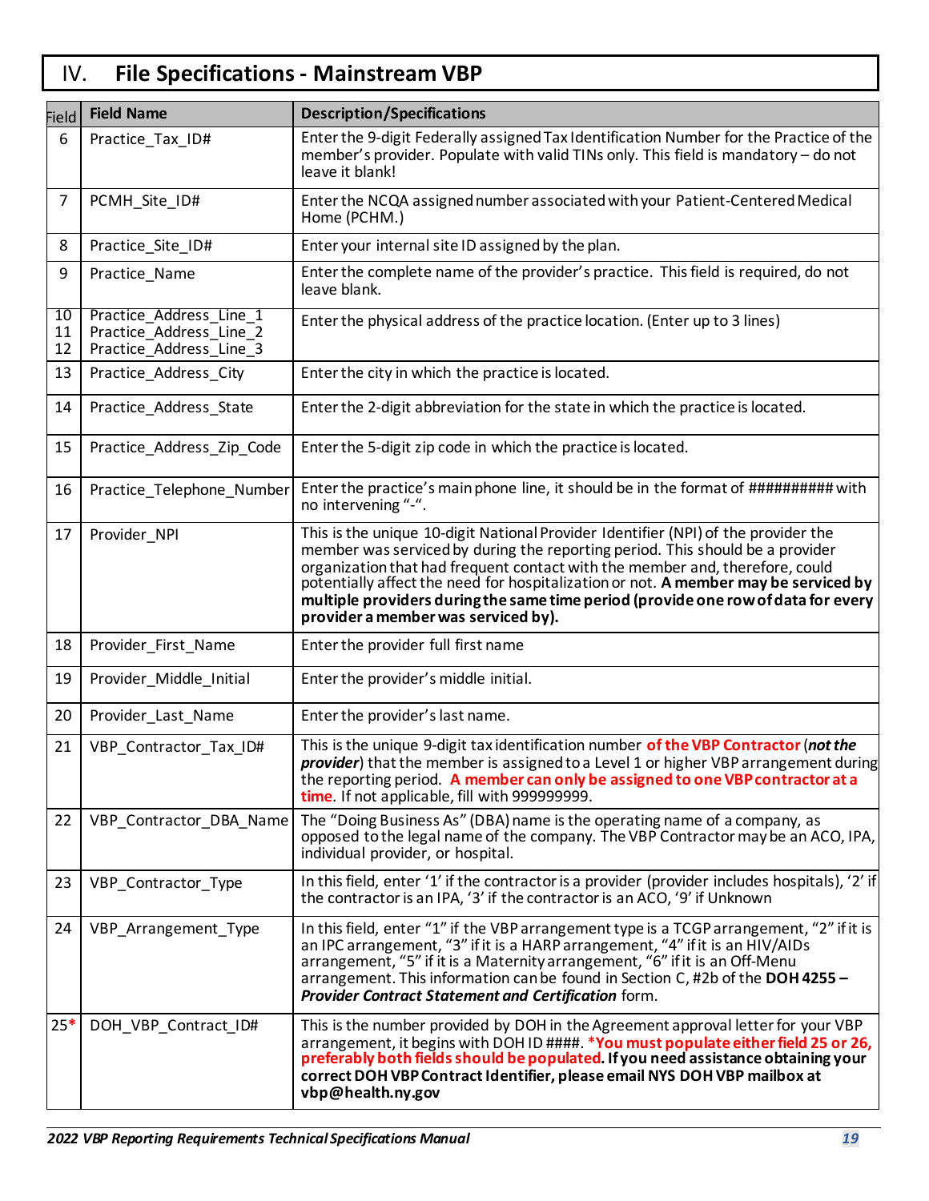# IV. File Specifications - Mainstream VBP

| Field | Field Name | Description/Specifications |
|---|---|---|
| 6 | Practice_Tax_ID# | Enter the 9-digit Federally assigned Tax Identification Number for the Practice of the member's provider. Populate with valid TINs only. This field is mandatory – do not leave it blank! |
| 7 | PCMH_Site_ID# | Enter the NCQA assigned number associated with your Patient-Centered Medical Home (PCHM.) |
| 8 | Practice_Site_ID# | Enter your internal site ID assigned by the plan. |
| 9 | Practice_Name | Enter the complete name of the provider's practice. This field is required, do not leave blank. |
| 10<br>11<br>12 | Practice_Address_Line_1<br>Practice_Address_Line_2<br>Practice_Address_Line_3 | Enter the physical address of the practice location. (Enter up to 3 lines) |
| 13 | Practice_Address_City | Enter the city in which the practice is located. |
| 14 | Practice_Address_State | Enter the 2-digit abbreviation for the state in which the practice is located. |
| 15 | Practice_Address_Zip_Code | Enter the 5-digit zip code in which the practice is located. |
| 16 | Practice_Telephone_Number | Enter the practice's main phone line, it should be in the format of ########## with no intervening "-". |
| 17 | Provider_NPI | This is the unique 10-digit National Provider Identifier (NPI) of the provider the member was serviced by during the reporting period. This should be a provider organization that had frequent contact with the member and, therefore, could potentially affect the need for hospitalization or not. **A member may be serviced by multiple providers during the same time period (provide one row of data for every provider a member was serviced by).** |
| 18 | Provider_First_Name | Enter the provider full first name |
| 19 | Provider_Middle_Initial | Enter the provider's middle initial. |
| 20 | Provider_Last_Name | Enter the provider's last name. |
| 21 | VBP_Contractor_Tax_ID# | This is the unique 9-digit tax identification number **of the VBP Contractor** (***not the provider***) that the member is assigned to a Level 1 or higher VBP arrangement during the reporting period. **A member can only be assigned to one VBP contractor at a time**. If not applicable, fill with 999999999. |
| 22 | VBP_Contractor_DBA_Name | The "Doing Business As" (DBA) name is the operating name of a company, as opposed to the legal name of the company. The VBP Contractor may be an ACO, IPA, individual provider, or hospital. |
| 23 | VBP_Contractor_Type | In this field, enter '1' if the contractor is a provider (provider includes hospitals), '2' if the contractor is an IPA, '3' if the contractor is an ACO, '9' if Unknown |
| 24 | VBP_Arrangement_Type | In this field, enter "1" if the VBP arrangement type is a TCGP arrangement, "2" if it is an IPC arrangement, "3" if it is a HARP arrangement, "4" if it is an HIV/AIDs arrangement, "5" if it is a Maternity arrangement, "6" if it is an Off-Menu arrangement. This information can be found in Section C, #2b of the **DOH 4255 – *Provider Contract Statement and Certification*** form. |
| 25* | DOH_VBP_Contract_ID# | This is the number provided by DOH in the Agreement approval letter for your VBP arrangement, it begins with DOH ID ####. **\*You must populate either field 25 or 26, preferably both fields should be populated. If you need assistance obtaining your correct DOH VBP Contract Identifier, please email NYS DOH VBP mailbox at vbp@health.ny.gov** |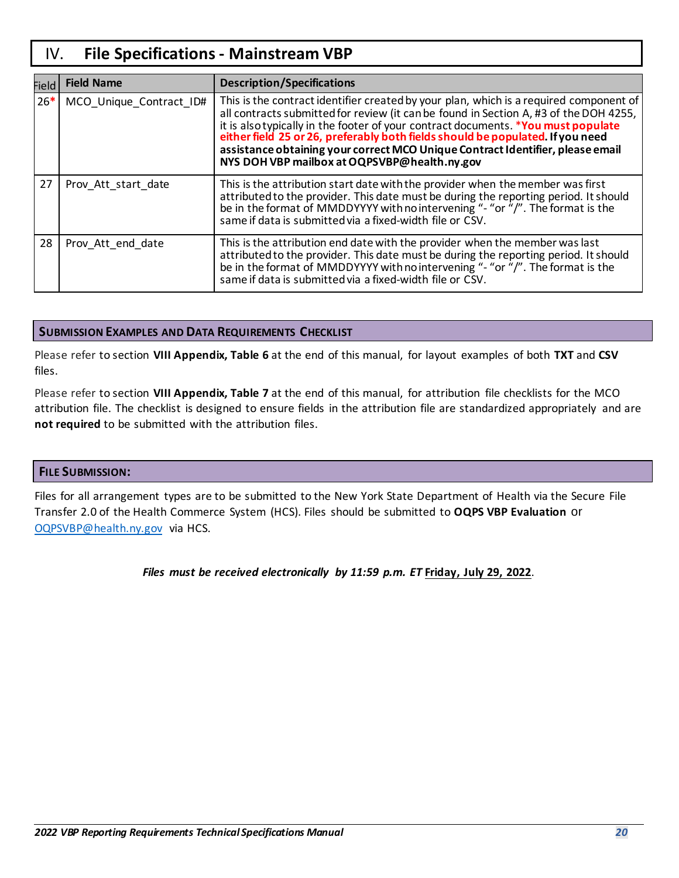# IV. File Specifications - Mainstream VBP

| Field | Field Name | Description/Specifications |
|---|---|---|
| 26* | MCO_Unique_Contract_ID# | This is the contract identifier created by your plan, which is a required component of all contracts submitted for review (it can be found in Section A, #3 of the DOH 4255, it is also typically in the footer of your contract documents. ***You must populate either field 25 or 26, preferably both fields should be populated*. If you need assistance obtaining your correct MCO Unique Contract Identifier, please email NYS DOH VBP mailbox at OQPSVBP@health.ny.gov** |
| 27 | Prov_Att_start_date | This is the attribution start date with the provider when the member was first attributed to the provider. This date must be during the reporting period. It should be in the format of MMDDYYYY with no intervening "- "or "/". The format is the same if data is submitted via a fixed-width file or CSV. |
| 28 | Prov_Att_end_date | This is the attribution end date with the provider when the member was last attributed to the provider. This date must be during the reporting period. It should be in the format of MMDDYYYY with no intervening "- "or "/". The format is the same if data is submitted via a fixed-width file or CSV. |

## Submission Examples and Data Requirements Checklist

Please refer to section **VIII Appendix, Table 6** at the end of this manual, for layout examples of both **TXT** and **CSV** files.

Please refer to section **VIII Appendix, Table 7** at the end of this manual, for attribution file checklists for the MCO attribution file. The checklist is designed to ensure fields in the attribution file are standardized appropriately and are **not required** to be submitted with the attribution files.

## File Submission:

Files for all arrangement types are to be submitted to the New York State Department of Health via the Secure File Transfer 2.0 of the Health Commerce System (HCS). Files should be submitted to **OQPS VBP Evaluation** or OQPSVBP@health.ny.gov via HCS.

***Files must be received electronically by 11:59 p.m. ET* Friday, July 29, 2022.**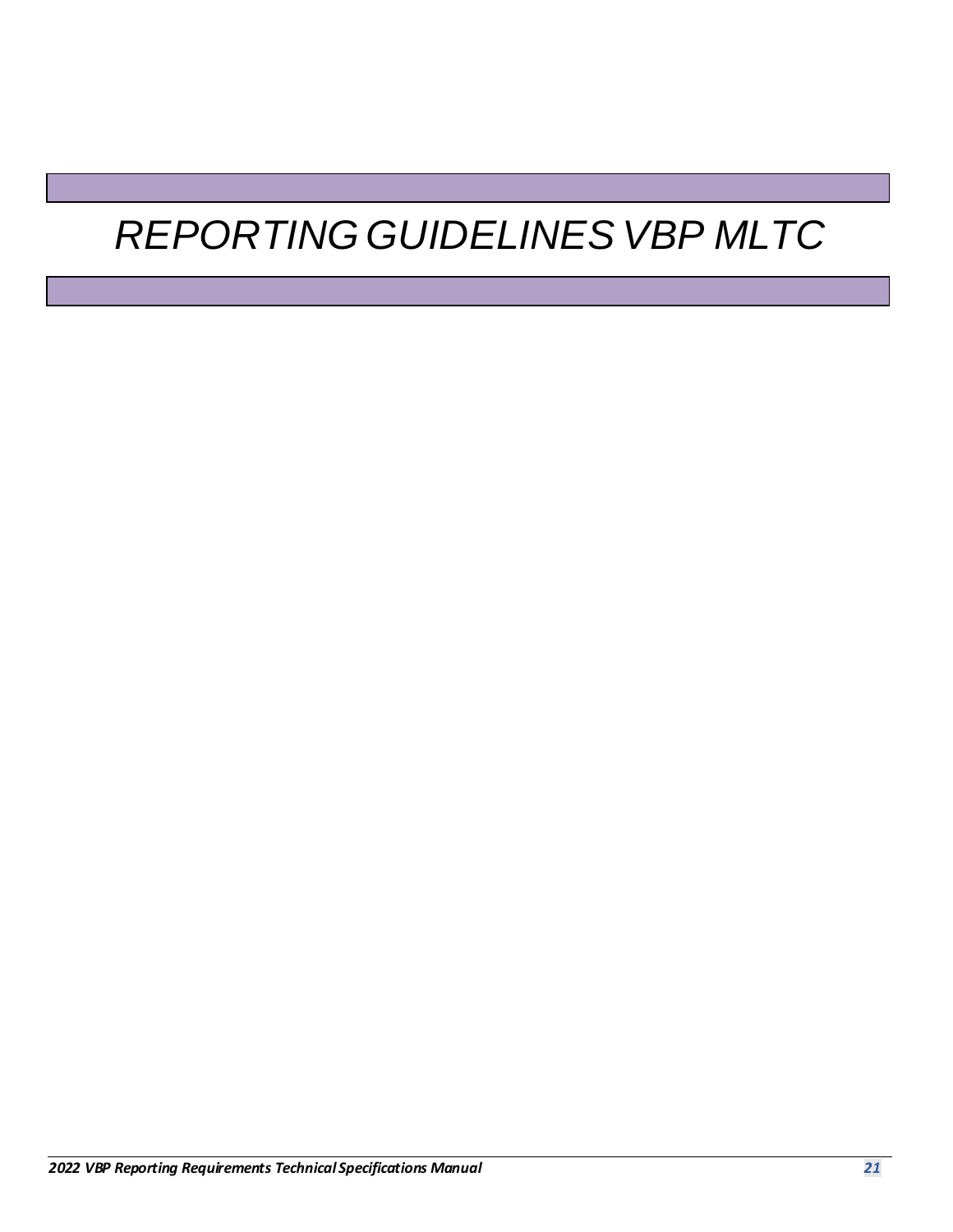# *REPORTING GUIDELINES VBP MLTC*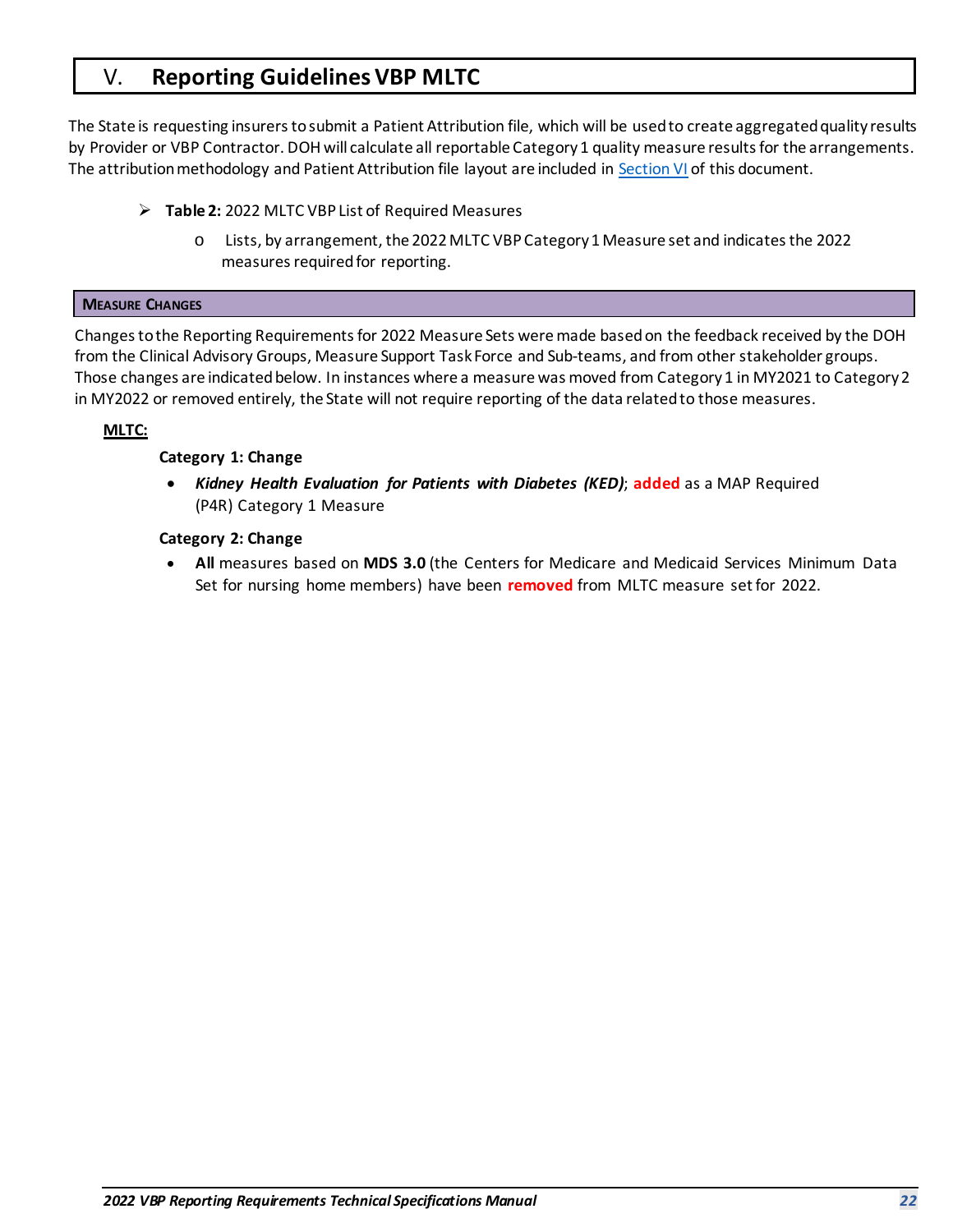# V. Reporting Guidelines VBP MLTC

The State is requesting insurers to submit a Patient Attribution file, which will be used to create aggregated quality results by Provider or VBP Contractor. DOH will calculate all reportable Category 1 quality measure results for the arrangements. The attribution methodology and Patient Attribution file layout are included in Section VI of this document.

- **Table 2:** 2022 MLTC VBP List of Required Measures
  - Lists, by arrangement, the 2022 MLTC VBP Category 1 Measure set and indicates the 2022 measures required for reporting.

## Measure Changes

Changes to the Reporting Requirements for 2022 Measure Sets were made based on the feedback received by the DOH from the Clinical Advisory Groups, Measure Support Task Force and Sub-teams, and from other stakeholder groups. Those changes are indicated below. In instances where a measure was moved from Category 1 in MY2021 to Category 2 in MY2022 or removed entirely, the State will not require reporting of the data related to those measures.

**MLTC:**

**Category 1: Change**

- ***Kidney Health Evaluation for Patients with Diabetes (KED)***; **added** as a MAP Required (P4R) Category 1 Measure

**Category 2: Change**

- **All** measures based on **MDS 3.0** (the Centers for Medicare and Medicaid Services Minimum Data Set for nursing home members) have been **removed** from MLTC measure set for 2022.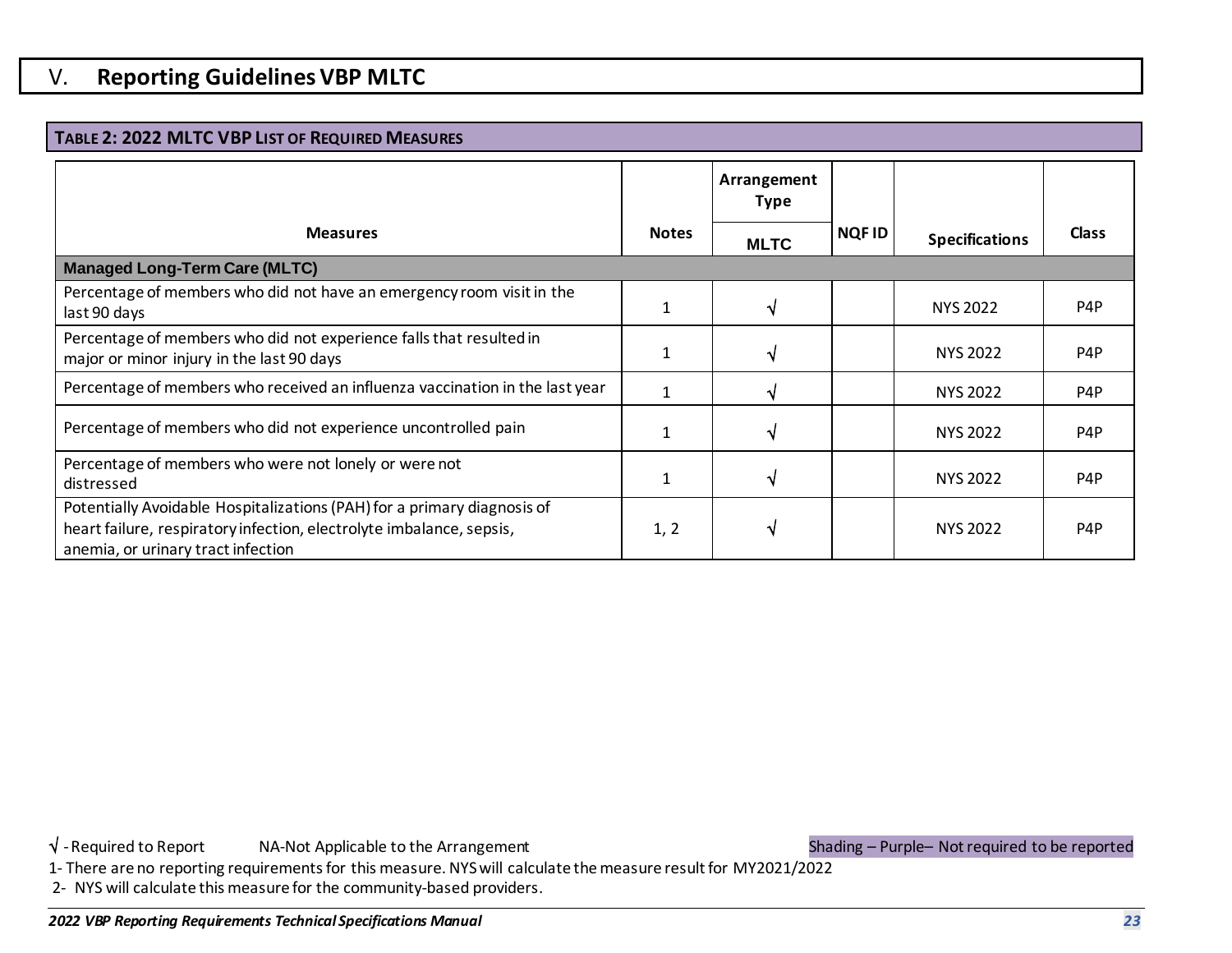## V. Reporting Guidelines VBP MLTC

**TABLE 2: 2022 MLTC VBP LIST OF REQUIRED MEASURES**

| Measures | Notes | Arrangement Type | NQF ID | Specifications | Class |
|---|---|---|---|---|---|
| | | MLTC | | | |
| **Managed Long-Term Care (MLTC)** | | | | | |
| Percentage of members who did not have an emergency room visit in the last 90 days | 1 | √ | | NYS 2022 | P4P |
| Percentage of members who did not experience falls that resulted in major or minor injury in the last 90 days | 1 | √ | | NYS 2022 | P4P |
| Percentage of members who received an influenza vaccination in the last year | 1 | √ | | NYS 2022 | P4P |
| Percentage of members who did not experience uncontrolled pain | 1 | √ | | NYS 2022 | P4P |
| Percentage of members who were not lonely or were not distressed | 1 | √ | | NYS 2022 | P4P |
| Potentially Avoidable Hospitalizations (PAH) for a primary diagnosis of heart failure, respiratory infection, electrolyte imbalance, sepsis, anemia, or urinary tract infection | 1, 2 | √ | | NYS 2022 | P4P |

√ - Required to Report NA-Not Applicable to the Arrangement Shading – Purple– Not required to be reported

1- There are no reporting requirements for this measure. NYS will calculate the measure result for MY2021/2022

2- NYS will calculate this measure for the community-based providers.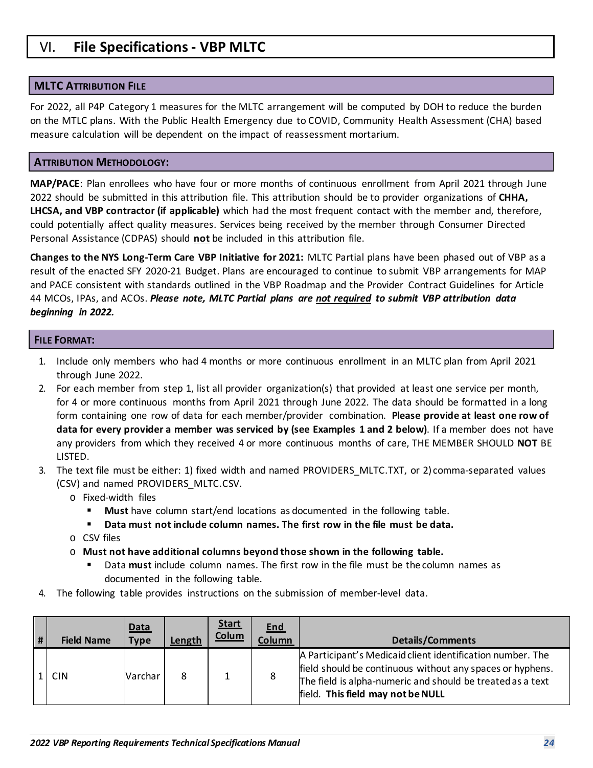# VI. File Specifications - VBP MLTC

## MLTC Attribution File

For 2022, all P4P Category 1 measures for the MLTC arrangement will be computed by DOH to reduce the burden on the MTLC plans. With the Public Health Emergency due to COVID, Community Health Assessment (CHA) based measure calculation will be dependent on the impact of reassessment mortarium.

## Attribution Methodology:

**MAP/PACE**: Plan enrollees who have four or more months of continuous enrollment from April 2021 through June 2022 should be submitted in this attribution file. This attribution should be to provider organizations of **CHHA, LHCSA, and VBP contractor (if applicable)** which had the most frequent contact with the member and, therefore, could potentially affect quality measures. Services being received by the member through Consumer Directed Personal Assistance (CDPAS) should **not** be included in this attribution file.

**Changes to the NYS Long-Term Care VBP Initiative for 2021:** MLTC Partial plans have been phased out of VBP as a result of the enacted SFY 2020-21 Budget. Plans are encouraged to continue to submit VBP arrangements for MAP and PACE consistent with standards outlined in the VBP Roadmap and the Provider Contract Guidelines for Article 44 MCOs, IPAs, and ACOs. ***Please note, MLTC Partial plans are not required to submit VBP attribution data beginning in 2022.***

## File Format:

1. Include only members who had 4 months or more continuous enrollment in an MLTC plan from April 2021 through June 2022.
2. For each member from step 1, list all provider organization(s) that provided at least one service per month, for 4 or more continuous months from April 2021 through June 2022. The data should be formatted in a long form containing one row of data for each member/provider combination. **Please provide at least one row of data for every provider a member was serviced by (see Examples 1 and 2 below)**. If a member does not have any providers from which they received 4 or more continuous months of care, THE MEMBER SHOULD **NOT** BE LISTED.
3. The text file must be either: 1) fixed width and named PROVIDERS_MLTC.TXT, or 2) comma-separated values (CSV) and named PROVIDERS_MLTC.CSV.
   - Fixed-width files
     - **Must** have column start/end locations as documented in the following table.
     - **Data must not include column names. The first row in the file must be data.**
   - CSV files
   - **Must not have additional columns beyond those shown in the following table.**
     - Data **must** include column names. The first row in the file must be the column names as documented in the following table.
4. The following table provides instructions on the submission of member-level data.

| # | Field Name | Data Type | Length | Start Colum | End Column | Details/Comments |
|---|---|---|---|---|---|---|
| 1 | CIN | Varchar | 8 | 1 | 8 | A Participant's Medicaid client identification number. The field should be continuous without any spaces or hyphens. The field is alpha-numeric and should be treated as a text field. **This field may not be NULL** |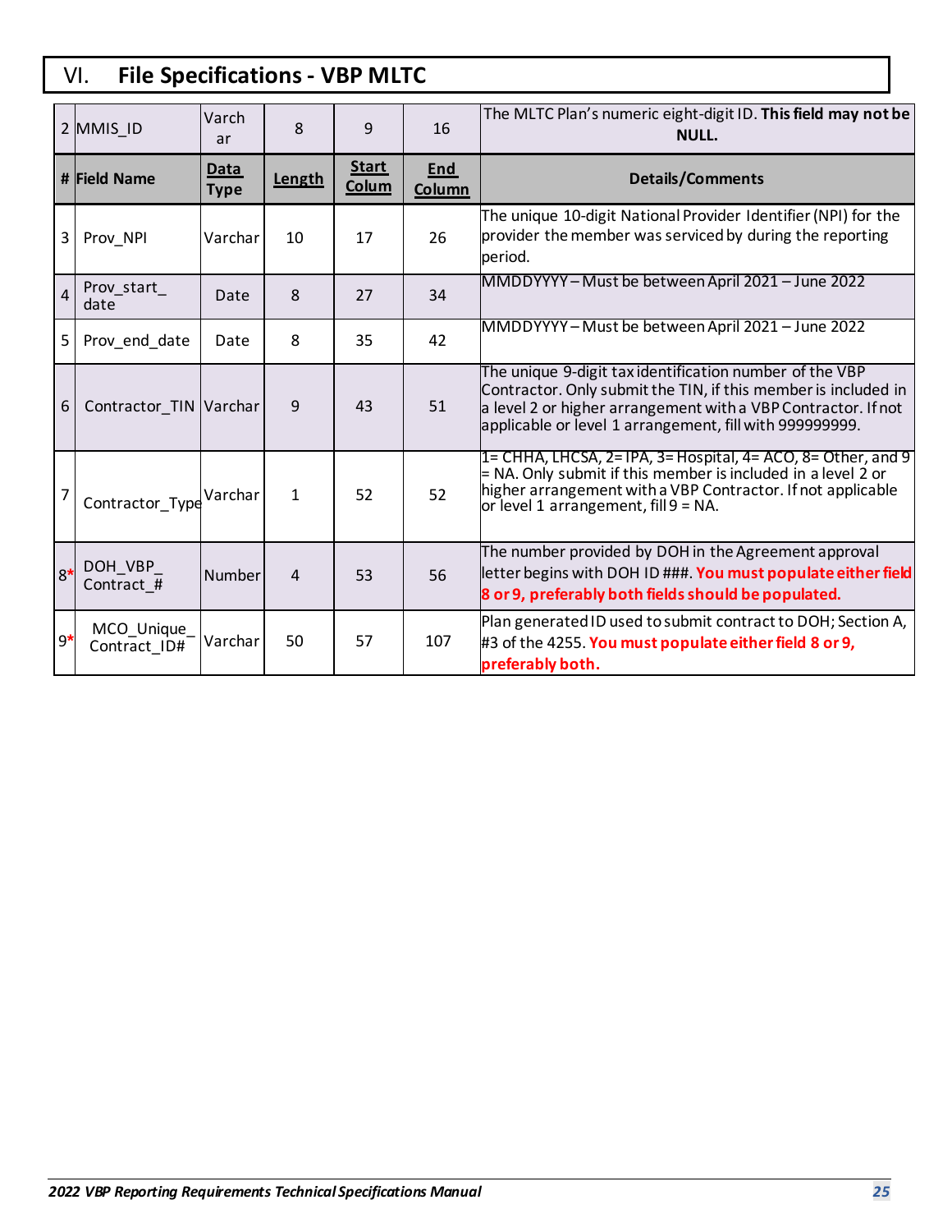## VI. File Specifications - VBP MLTC

| # | Field Name | Data Type | Length | Start Colum | End Column | Details/Comments |
|---|---|---|---|---|---|---|
| 2 | MMIS_ID | Varchar | 8 | 9 | 16 | The MLTC Plan's numeric eight-digit ID. **This field may not be NULL.** |
| 3 | Prov_NPI | Varchar | 10 | 17 | 26 | The unique 10-digit National Provider Identifier (NPI) for the provider the member was serviced by during the reporting period. |
| 4 | Prov_start_date | Date | 8 | 27 | 34 | MMDDYYYY – Must be between April 2021 – June 2022 |
| 5 | Prov_end_date | Date | 8 | 35 | 42 | MMDDYYYY – Must be between April 2021 – June 2022 |
| 6 | Contractor_TIN | Varchar | 9 | 43 | 51 | The unique 9-digit tax identification number of the VBP Contractor. Only submit the TIN, if this member is included in a level 2 or higher arrangement with a VBP Contractor. If not applicable or level 1 arrangement, fill with 999999999. |
| 7 | Contractor_Type | Varchar | 1 | 52 | 52 | 1= CHHA, LHCSA, 2= IPA, 3= Hospital, 4= ACO, 8= Other, and 9 = NA. Only submit if this member is included in a level 2 or higher arrangement with a VBP Contractor. If not applicable or level 1 arrangement, fill 9 = NA. |
| 8* | DOH_VBP_Contract_# | Number | 4 | 53 | 56 | The number provided by DOH in the Agreement approval letter begins with DOH ID ###. **You must populate either field 8 or 9, preferably both fields should be populated.** |
| 9* | MCO_Unique_Contract_ID# | Varchar | 50 | 57 | 107 | Plan generated ID used to submit contract to DOH; Section A, #3 of the 4255. **You must populate either field 8 or 9, preferably both.** |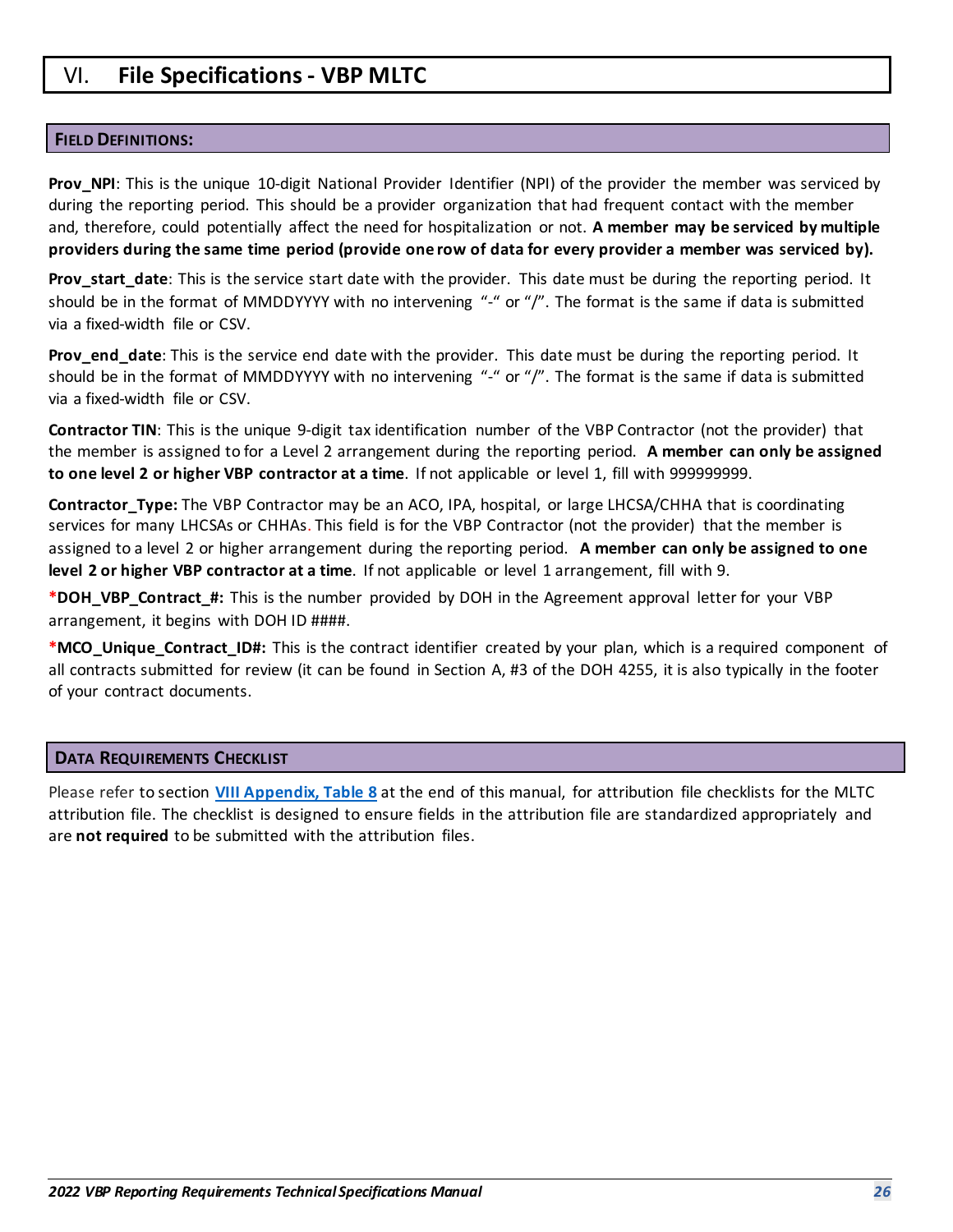# VI. File Specifications - VBP MLTC

## FIELD DEFINITIONS:

**Prov_NPI**: This is the unique 10-digit National Provider Identifier (NPI) of the provider the member was serviced by during the reporting period. This should be a provider organization that had frequent contact with the member and, therefore, could potentially affect the need for hospitalization or not. **A member may be serviced by multiple providers during the same time period (provide one row of data for every provider a member was serviced by).**

**Prov_start_date**: This is the service start date with the provider. This date must be during the reporting period. It should be in the format of MMDDYYYY with no intervening "-" or "/". The format is the same if data is submitted via a fixed-width file or CSV.

**Prov_end_date**: This is the service end date with the provider. This date must be during the reporting period. It should be in the format of MMDDYYYY with no intervening "-" or "/". The format is the same if data is submitted via a fixed-width file or CSV.

**Contractor TIN**: This is the unique 9-digit tax identification number of the VBP Contractor (not the provider) that the member is assigned to for a Level 2 arrangement during the reporting period. **A member can only be assigned to one level 2 or higher VBP contractor at a time**. If not applicable or level 1, fill with 999999999.

**Contractor_Type:** The VBP Contractor may be an ACO, IPA, hospital, or large LHCSA/CHHA that is coordinating services for many LHCSAs or CHHAs. This field is for the VBP Contractor (not the provider) that the member is assigned to a level 2 or higher arrangement during the reporting period. **A member can only be assigned to one level 2 or higher VBP contractor at a time**. If not applicable or level 1 arrangement, fill with 9.

***DOH_VBP_Contract_#:** This is the number provided by DOH in the Agreement approval letter for your VBP arrangement, it begins with DOH ID ####.

***MCO_Unique_Contract_ID#:** This is the contract identifier created by your plan, which is a required component of all contracts submitted for review (it can be found in Section A, #3 of the DOH 4255, it is also typically in the footer of your contract documents.

## DATA REQUIREMENTS CHECKLIST

Please refer to section **VIII Appendix, Table 8** at the end of this manual, for attribution file checklists for the MLTC attribution file. The checklist is designed to ensure fields in the attribution file are standardized appropriately and are **not required** to be submitted with the attribution files.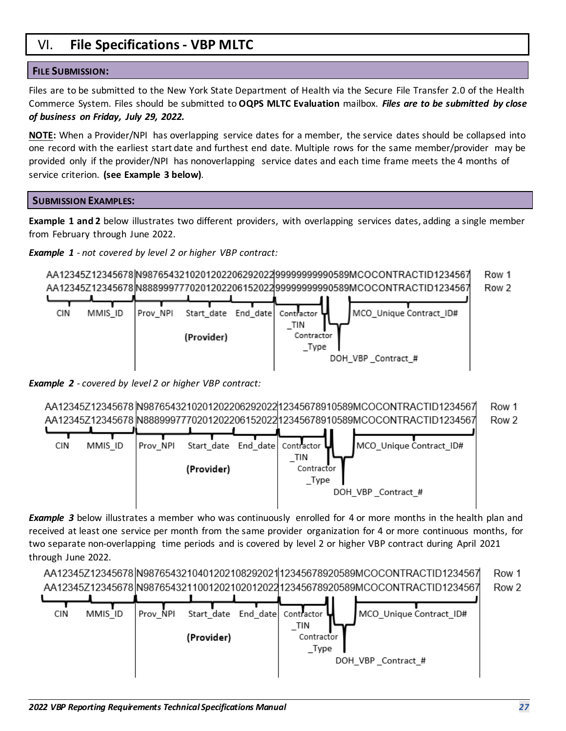# VI. File Specifications - VBP MLTC

### FILE SUBMISSION:

Files are to be submitted to the New York State Department of Health via the Secure File Transfer 2.0 of the Health Commerce System. Files should be submitted to **OQPS MLTC Evaluation** mailbox. ***Files are to be submitted by close of business on Friday, July 29, 2022.***

**NOTE:** When a Provider/NPI has overlapping service dates for a member, the service dates should be collapsed into one record with the earliest start date and furthest end date. Multiple rows for the same member/provider may be provided only if the provider/NPI has nonoverlapping service dates and each time frame meets the 4 months of service criterion. **(see Example 3 below)**.

### SUBMISSION EXAMPLES:

**Example 1 and 2** below illustrates two different providers, with overlapping services dates, adding a single member from February through June 2022.

***Example 1** - not covered by level 2 or higher VBP contract:*

```
AA12345Z12345678|N98765432102012022062920229999999999990589MCOCONTRACTID1234567   Row 1
AA12345Z12345678|N88899977702012022061520229999999999990589MCOCONTRACTID1234567   Row 2
```

CIN | MMIS_ID | Prov_NPI | Start_date | End_date | Contractor_TIN | Contractor_Type | DOH_VBP_Contract_# | MCO_Unique Contract_ID#

(Provider)

***Example 2** - covered by level 2 or higher VBP contract:*

```
AA12345Z12345678|N98765432102012022062920221234567891058 9MCOCONTRACTID1234567   Row 1
AA12345Z12345678|N88899977702012022061520221234567891058 9MCOCONTRACTID1234567   Row 2
```

CIN | MMIS_ID | Prov_NPI | Start_date | End_date | Contractor_TIN | Contractor_Type | DOH_VBP_Contract_# | MCO_Unique Contract_ID#

(Provider)

***Example 3*** below illustrates a member who was continuously enrolled for 4 or more months in the health plan and received at least one service per month from the same provider organization for 4 or more continuous months, for two separate non-overlapping time periods and is covered by level 2 or higher VBP contract during April 2021 through June 2022.

```
AA12345Z12345678|N98765432104012021082920211234567892058 9MCOCONTRACTID1234567   Row 1
AA12345Z12345678|N98765432110012021020120221234567892058 9MCOCONTRACTID1234567   Row 2
```

CIN | MMIS_ID | Prov_NPI | Start_date | End_date | Contractor_TIN | Contractor_Type | DOH_VBP_Contract_# | MCO_Unique Contract_ID#

(Provider)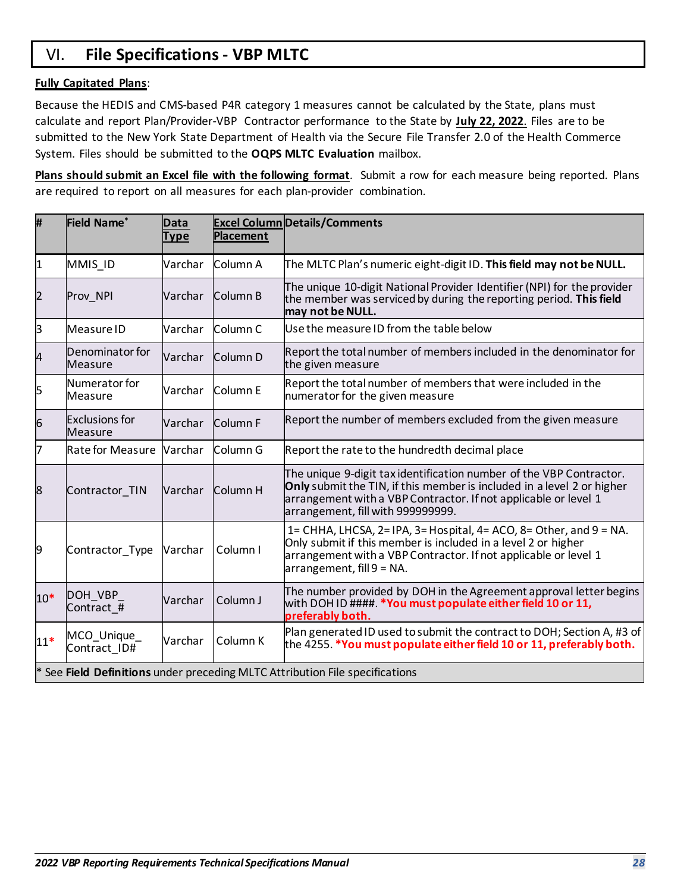# VI. File Specifications - VBP MLTC

**Fully Capitated Plans**:

Because the HEDIS and CMS-based P4R category 1 measures cannot be calculated by the State, plans must calculate and report Plan/Provider-VBP Contractor performance to the State by **July 22, 2022**. Files are to be submitted to the New York State Department of Health via the Secure File Transfer 2.0 of the Health Commerce System. Files should be submitted to the **OQPS MLTC Evaluation** mailbox.

**Plans should submit an Excel file with the following format**. Submit a row for each measure being reported. Plans are required to report on all measures for each plan-provider combination.

| # | Field Name* | Data Type | Excel Column Placement | Details/Comments |
|---|---|---|---|---|
| 1 | MMIS_ID | Varchar | Column A | The MLTC Plan's numeric eight-digit ID. **This field may not be NULL.** |
| 2 | Prov_NPI | Varchar | Column B | The unique 10-digit National Provider Identifier (NPI) for the provider the member was serviced by during the reporting period. **This field may not be NULL.** |
| 3 | Measure ID | Varchar | Column C | Use the measure ID from the table below |
| 4 | Denominator for Measure | Varchar | Column D | Report the total number of members included in the denominator for the given measure |
| 5 | Numerator for Measure | Varchar | Column E | Report the total number of members that were included in the numerator for the given measure |
| 6 | Exclusions for Measure | Varchar | Column F | Report the number of members excluded from the given measure |
| 7 | Rate for Measure | Varchar | Column G | Report the rate to the hundredth decimal place |
| 8 | Contractor_TIN | Varchar | Column H | The unique 9-digit tax identification number of the VBP Contractor. **Only** submit the TIN, if this member is included in a level 2 or higher arrangement with a VBP Contractor. If not applicable or level 1 arrangement, fill with 999999999. |
| 9 | Contractor_Type | Varchar | Column I | 1= CHHA, LHCSA, 2= IPA, 3= Hospital, 4= ACO, 8= Other, and 9 = NA. Only submit if this member is included in a level 2 or higher arrangement with a VBP Contractor. If not applicable or level 1 arrangement, fill 9 = NA. |
| 10* | DOH_VBP_Contract_# | Varchar | Column J | The number provided by DOH in the Agreement approval letter begins with DOH ID ####. ***You must populate either field 10 or 11, preferably both.** |
| 11* | MCO_Unique_Contract_ID# | Varchar | Column K | Plan generated ID used to submit the contract to DOH; Section A, #3 of the 4255. ***You must populate either field 10 or 11, preferably both.** |

\* See **Field Definitions** under preceding MLTC Attribution File specifications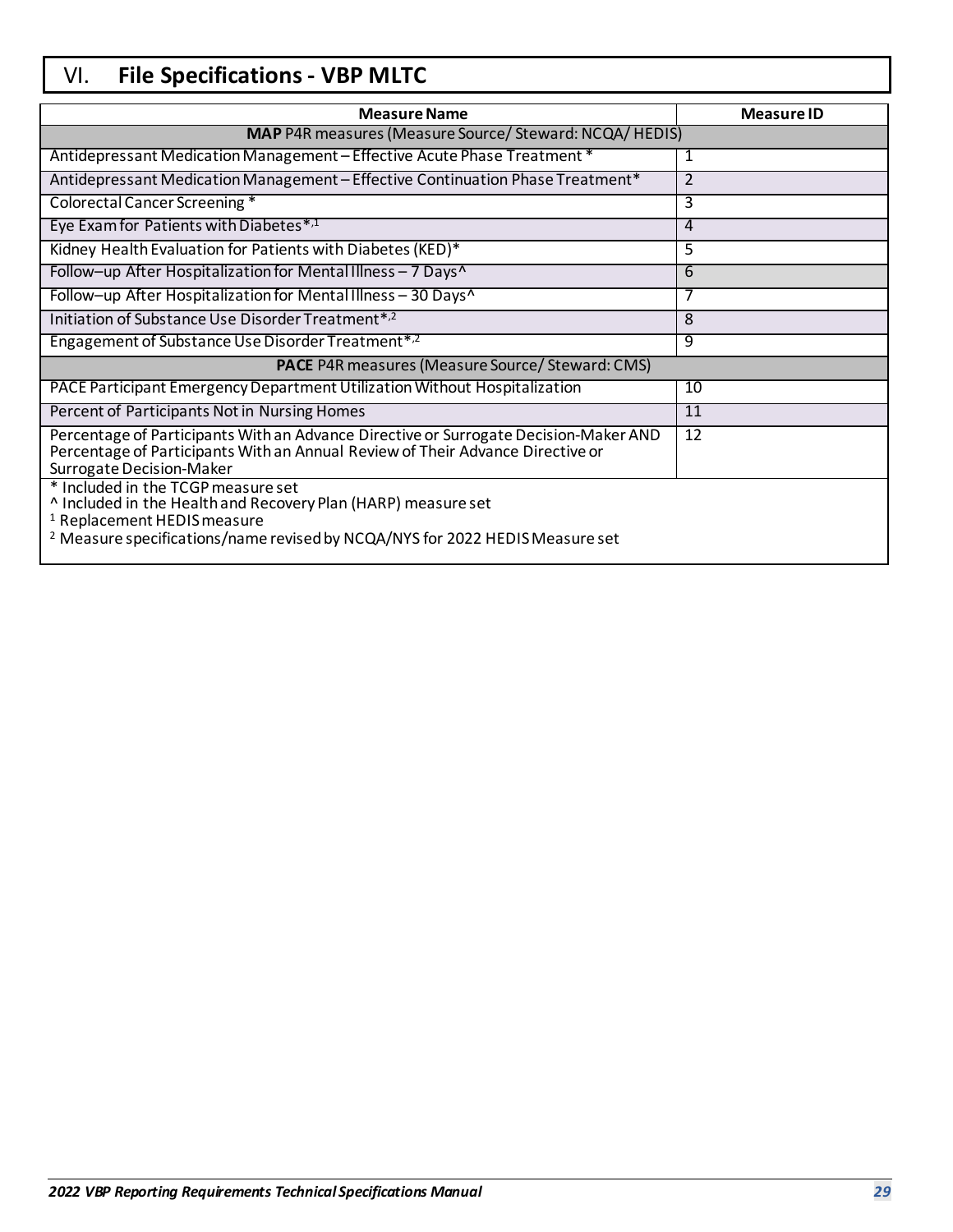# VI. File Specifications - VBP MLTC

| Measure Name | Measure ID |
| --- | --- |
| **MAP** P4R measures (Measure Source/ Steward: NCQA/ HEDIS) | |
| Antidepressant Medication Management – Effective Acute Phase Treatment * | 1 |
| Antidepressant Medication Management – Effective Continuation Phase Treatment* | 2 |
| Colorectal Cancer Screening * | 3 |
| Eye Exam for Patients with Diabetes*,[1] | 4 |
| Kidney Health Evaluation for Patients with Diabetes (KED)* | 5 |
| Follow–up After Hospitalization for Mental Illness – 7 Days^ | 6 |
| Follow–up After Hospitalization for Mental Illness – 30 Days^ | 7 |
| Initiation of Substance Use Disorder Treatment*,[2] | 8 |
| Engagement of Substance Use Disorder Treatment*,[2] | 9 |
| **PACE** P4R measures (Measure Source/ Steward: CMS) | |
| PACE Participant Emergency Department Utilization Without Hospitalization | 10 |
| Percent of Participants Not in Nursing Homes | 11 |
| Percentage of Participants With an Advance Directive or Surrogate Decision-Maker AND Percentage of Participants With an Annual Review of Their Advance Directive or Surrogate Decision-Maker | 12 |

\* Included in the TCGP measure set
^ Included in the Health and Recovery Plan (HARP) measure set
[1] Replacement HEDIS measure
[2] Measure specifications/name revised by NCQA/NYS for 2022 HEDIS Measure set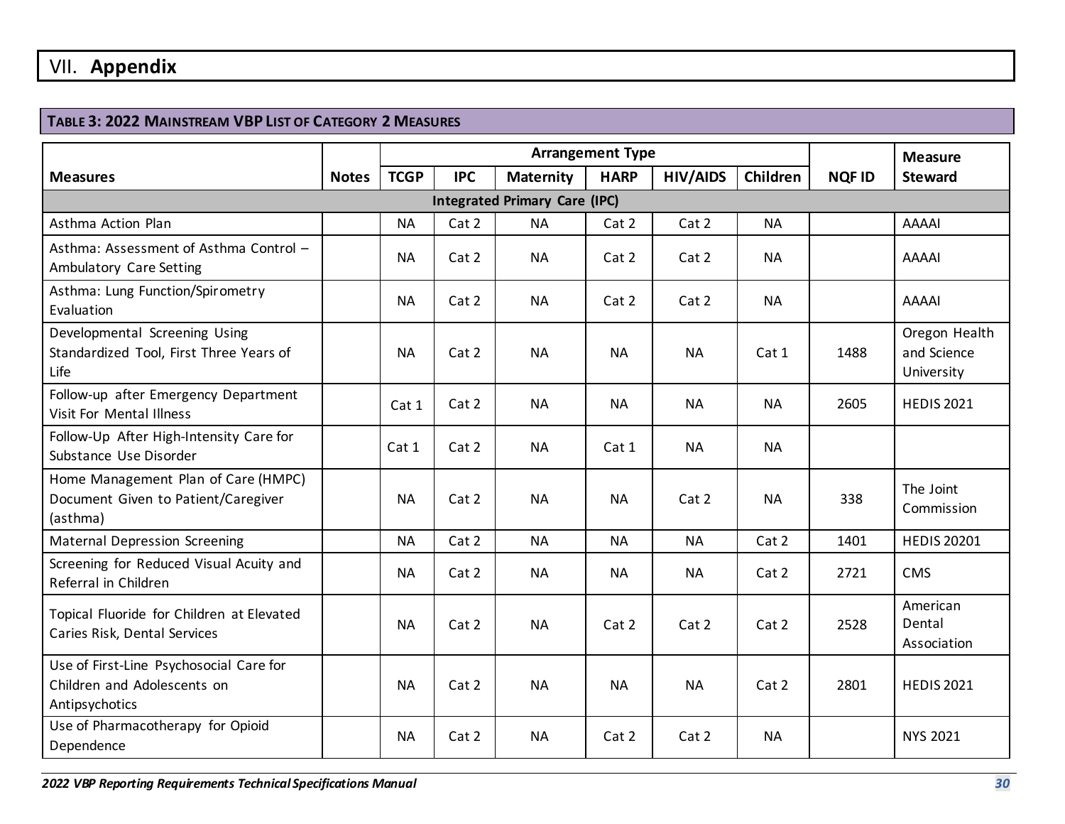# VII. Appendix

**TABLE 3: 2022 MAINSTREAM VBP LIST OF CATEGORY 2 MEASURES**

| Measures | Notes | Arrangement Type | | | | | | NQF ID | Measure Steward |
|---|---|---|---|---|---|---|---|---|---|
| | | TCGP | IPC | Maternity | HARP | HIV/AIDS | Children | | |
| **Integrated Primary Care (IPC)** | | | | | | | | | |
| Asthma Action Plan | | NA | Cat 2 | NA | Cat 2 | Cat 2 | NA | | AAAAI |
| Asthma: Assessment of Asthma Control – Ambulatory Care Setting | | NA | Cat 2 | NA | Cat 2 | Cat 2 | NA | | AAAAI |
| Asthma: Lung Function/Spirometry Evaluation | | NA | Cat 2 | NA | Cat 2 | Cat 2 | NA | | AAAAI |
| Developmental Screening Using Standardized Tool, First Three Years of Life | | NA | Cat 2 | NA | NA | NA | Cat 1 | 1488 | Oregon Health and Science University |
| Follow-up after Emergency Department Visit For Mental Illness | | Cat 1 | Cat 2 | NA | NA | NA | NA | 2605 | HEDIS 2021 |
| Follow-Up After High-Intensity Care for Substance Use Disorder | | Cat 1 | Cat 2 | NA | Cat 1 | NA | NA | | |
| Home Management Plan of Care (HMPC) Document Given to Patient/Caregiver (asthma) | | NA | Cat 2 | NA | NA | Cat 2 | NA | 338 | The Joint Commission |
| Maternal Depression Screening | | NA | Cat 2 | NA | NA | NA | Cat 2 | 1401 | HEDIS 20201 |
| Screening for Reduced Visual Acuity and Referral in Children | | NA | Cat 2 | NA | NA | NA | Cat 2 | 2721 | CMS |
| Topical Fluoride for Children at Elevated Caries Risk, Dental Services | | NA | Cat 2 | NA | Cat 2 | Cat 2 | Cat 2 | 2528 | American Dental Association |
| Use of First-Line Psychosocial Care for Children and Adolescents on Antipsychotics | | NA | Cat 2 | NA | NA | NA | Cat 2 | 2801 | HEDIS 2021 |
| Use of Pharmacotherapy for Opioid Dependence | | NA | Cat 2 | NA | Cat 2 | Cat 2 | NA | | NYS 2021 |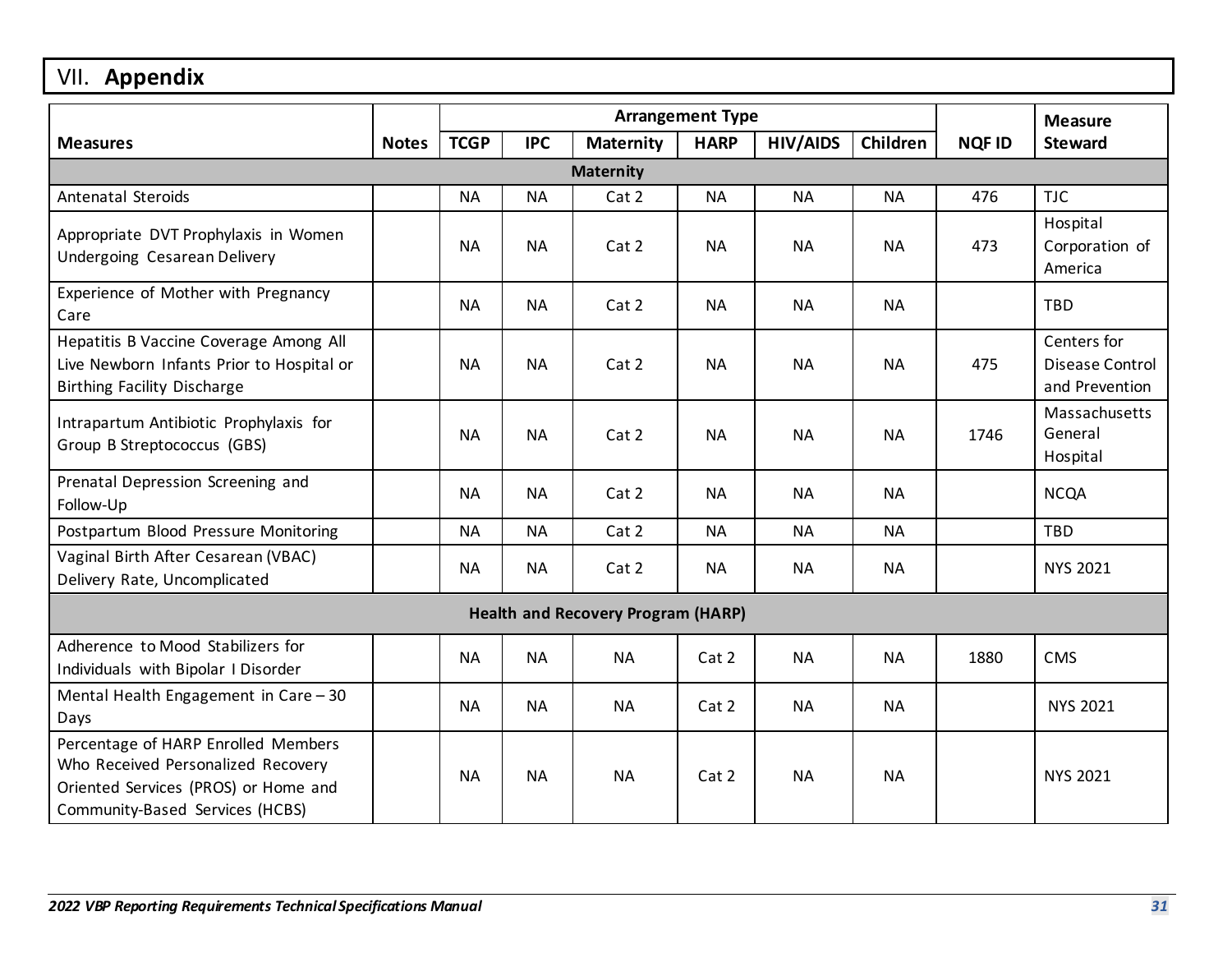## VII. **Appendix**

| Measures | Notes | Arrangement Type | | | | | | NQF ID | Measure Steward |
|---|---|---|---|---|---|---|---|---|---|
| | | TCGP | IPC | Maternity | HARP | HIV/AIDS | Children | | |
| **Maternity** | | | | | | | | | |
| Antenatal Steroids | | NA | NA | Cat 2 | NA | NA | NA | 476 | TJC |
| Appropriate DVT Prophylaxis in Women Undergoing Cesarean Delivery | | NA | NA | Cat 2 | NA | NA | NA | 473 | Hospital Corporation of America |
| Experience of Mother with Pregnancy Care | | NA | NA | Cat 2 | NA | NA | NA | | TBD |
| Hepatitis B Vaccine Coverage Among All Live Newborn Infants Prior to Hospital or Birthing Facility Discharge | | NA | NA | Cat 2 | NA | NA | NA | 475 | Centers for Disease Control and Prevention |
| Intrapartum Antibiotic Prophylaxis for Group B Streptococcus (GBS) | | NA | NA | Cat 2 | NA | NA | NA | 1746 | Massachusetts General Hospital |
| Prenatal Depression Screening and Follow-Up | | NA | NA | Cat 2 | NA | NA | NA | | NCQA |
| Postpartum Blood Pressure Monitoring | | NA | NA | Cat 2 | NA | NA | NA | | TBD |
| Vaginal Birth After Cesarean (VBAC) Delivery Rate, Uncomplicated | | NA | NA | Cat 2 | NA | NA | NA | | NYS 2021 |
| **Health and Recovery Program (HARP)** | | | | | | | | | |
| Adherence to Mood Stabilizers for Individuals with Bipolar I Disorder | | NA | NA | NA | Cat 2 | NA | NA | 1880 | CMS |
| Mental Health Engagement in Care – 30 Days | | NA | NA | NA | Cat 2 | NA | NA | | NYS 2021 |
| Percentage of HARP Enrolled Members Who Received Personalized Recovery Oriented Services (PROS) or Home and Community-Based Services (HCBS) | | NA | NA | NA | Cat 2 | NA | NA | | NYS 2021 |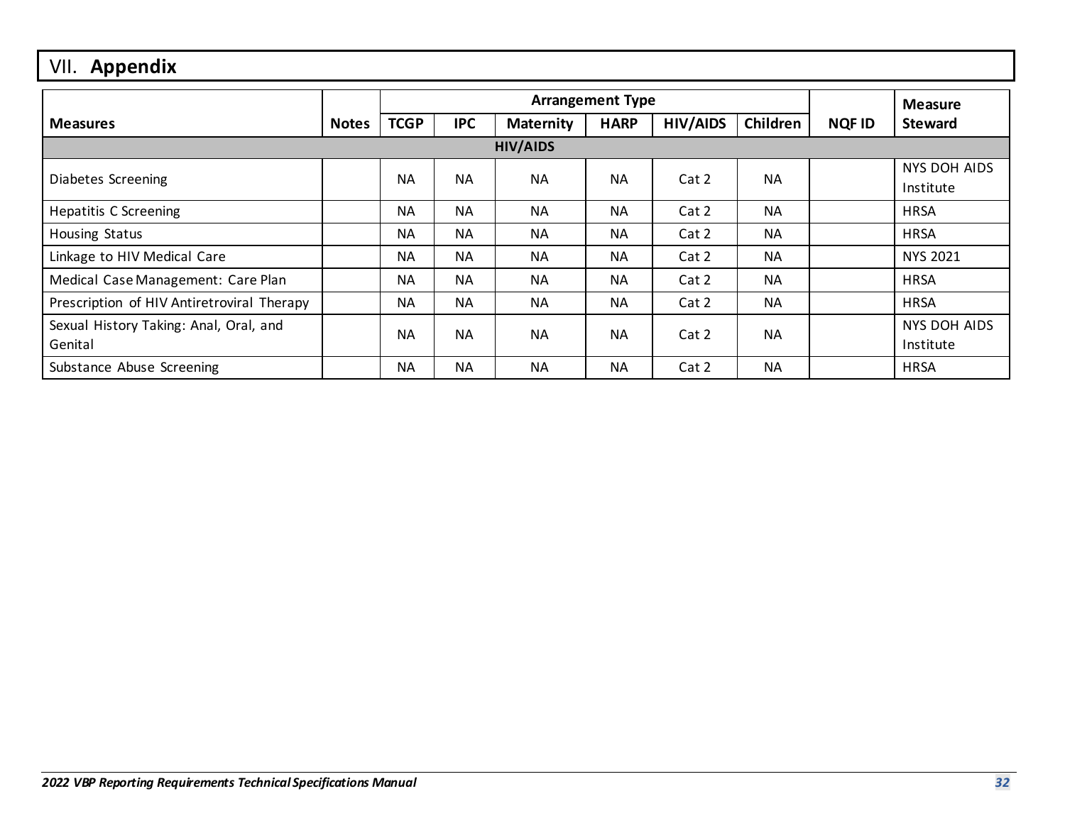# VII. Appendix

| Measures | Notes | Arrangement Type | | | | | | NQF ID | Measure Steward |
|---|---|---|---|---|---|---|---|---|---|
| | | TCGP | IPC | Maternity | HARP | HIV/AIDS | Children | | |
| **HIV/AIDS** | | | | | | | | | |
| Diabetes Screening | | NA | NA | NA | NA | Cat 2 | NA | | NYS DOH AIDS Institute |
| Hepatitis C Screening | | NA | NA | NA | NA | Cat 2 | NA | | HRSA |
| Housing Status | | NA | NA | NA | NA | Cat 2 | NA | | HRSA |
| Linkage to HIV Medical Care | | NA | NA | NA | NA | Cat 2 | NA | | NYS 2021 |
| Medical Case Management: Care Plan | | NA | NA | NA | NA | Cat 2 | NA | | HRSA |
| Prescription of HIV Antiretroviral Therapy | | NA | NA | NA | NA | Cat 2 | NA | | HRSA |
| Sexual History Taking: Anal, Oral, and Genital | | NA | NA | NA | NA | Cat 2 | NA | | NYS DOH AIDS Institute |
| Substance Abuse Screening | | NA | NA | NA | NA | Cat 2 | NA | | HRSA |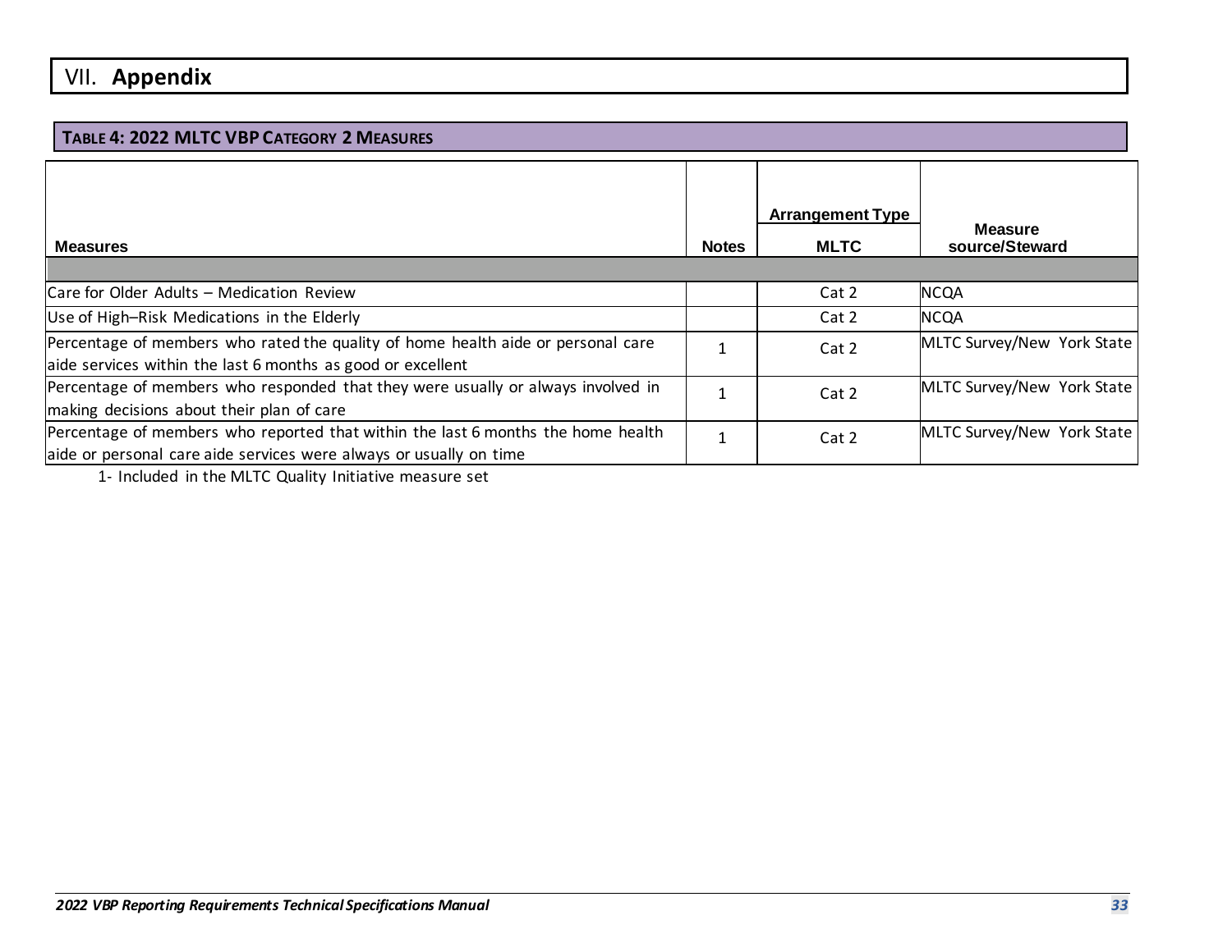# VII. Appendix

## Table 4: 2022 MLTC VBP Category 2 Measures

| Measures | Notes | Arrangement Type MLTC | Measure source/Steward |
|---|---|---|---|
| Care for Older Adults – Medication Review | | Cat 2 | NCQA |
| Use of High–Risk Medications in the Elderly | | Cat 2 | NCQA |
| Percentage of members who rated the quality of home health aide or personal care aide services within the last 6 months as good or excellent | 1 | Cat 2 | MLTC Survey/New York State |
| Percentage of members who responded that they were usually or always involved in making decisions about their plan of care | 1 | Cat 2 | MLTC Survey/New York State |
| Percentage of members who reported that within the last 6 months the home health aide or personal care aide services were always or usually on time | 1 | Cat 2 | MLTC Survey/New York State |

1- Included in the MLTC Quality Initiative measure set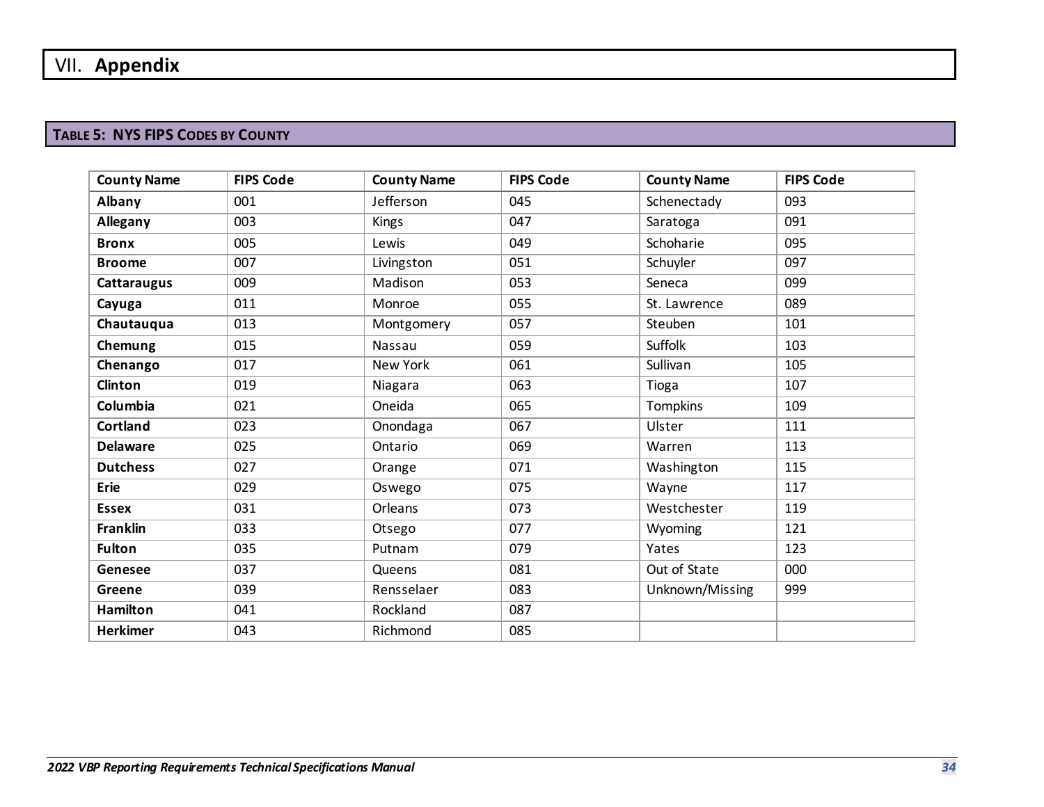# VII. Appendix

## Table 5: NYS FIPS Codes by County

| County Name | FIPS Code | County Name | FIPS Code | County Name | FIPS Code |
|---|---|---|---|---|---|
| **Albany** | 001 | Jefferson | 045 | Schenectady | 093 |
| **Allegany** | 003 | Kings | 047 | Saratoga | 091 |
| **Bronx** | 005 | Lewis | 049 | Schoharie | 095 |
| **Broome** | 007 | Livingston | 051 | Schuyler | 097 |
| **Cattaraugus** | 009 | Madison | 053 | Seneca | 099 |
| **Cayuga** | 011 | Monroe | 055 | St. Lawrence | 089 |
| **Chautauqua** | 013 | Montgomery | 057 | Steuben | 101 |
| **Chemung** | 015 | Nassau | 059 | Suffolk | 103 |
| **Chenango** | 017 | New York | 061 | Sullivan | 105 |
| **Clinton** | 019 | Niagara | 063 | Tioga | 107 |
| **Columbia** | 021 | Oneida | 065 | Tompkins | 109 |
| **Cortland** | 023 | Onondaga | 067 | Ulster | 111 |
| **Delaware** | 025 | Ontario | 069 | Warren | 113 |
| **Dutchess** | 027 | Orange | 071 | Washington | 115 |
| **Erie** | 029 | Oswego | 075 | Wayne | 117 |
| **Essex** | 031 | Orleans | 073 | Westchester | 119 |
| **Franklin** | 033 | Otsego | 077 | Wyoming | 121 |
| **Fulton** | 035 | Putnam | 079 | Yates | 123 |
| **Genesee** | 037 | Queens | 081 | Out of State | 000 |
| **Greene** | 039 | Rensselaer | 083 | Unknown/Missing | 999 |
| **Hamilton** | 041 | Rockland | 087 | | |
| **Herkimer** | 043 | Richmond | 085 | | |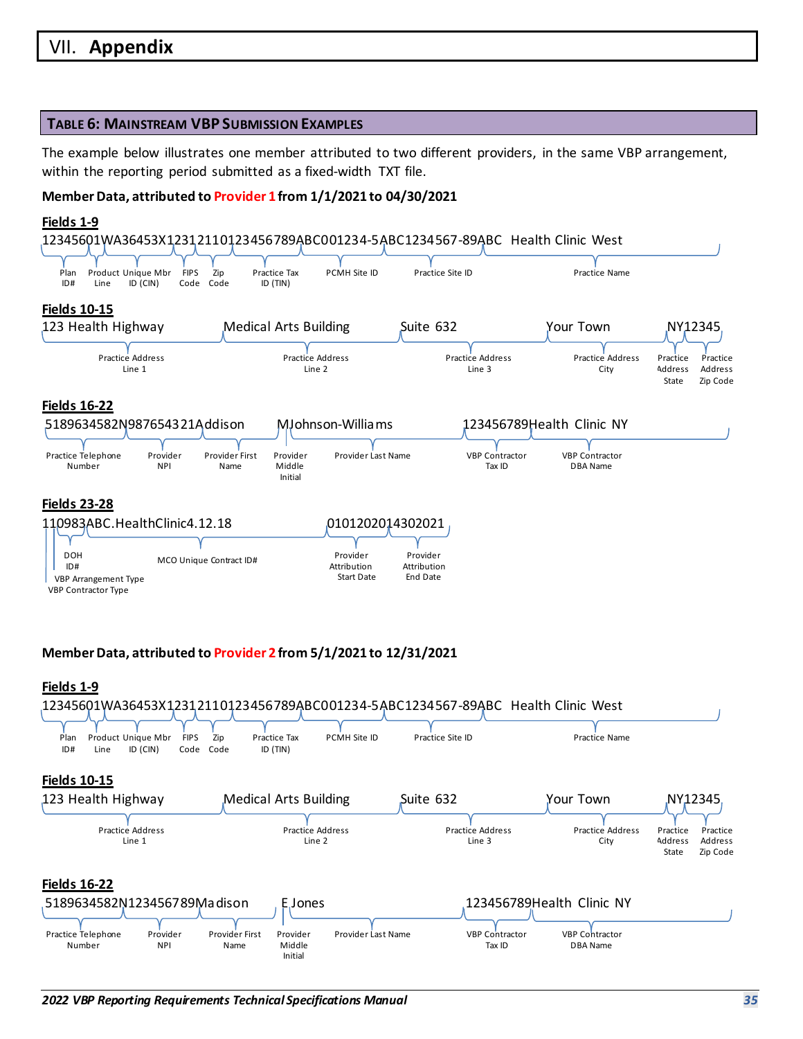# VII. Appendix

## Table 6: Mainstream VBP Submission Examples

The example below illustrates one member attributed to two different providers, in the same VBP arrangement, within the reporting period submitted as a fixed-width TXT file.

**Member Data, attributed to Provider 1 from 1/1/2021 to 04/30/2021**

**Fields 1-9**

```
12345601WA36453X1231211012345678 9ABC001234-5ABC1234567-89ABC  Health Clinic West
```

Plan ID# | Product Line | Unique Mbr ID (CIN) | FIPS Code | Zip Code | Practice Tax ID (TIN) | PCMH Site ID | Practice Site ID | Practice Name

**Fields 10-15**

```
123 Health Highway        Medical Arts Building        Suite 632        Your Town        NY12345
```

Practice Address Line 1 | Practice Address Line 2 | Practice Address Line 3 | Practice Address City | Practice Address State | Practice Address Zip Code

**Fields 16-22**

```
5189634582N987654321Addison        MJohnson-Williams        123456789Health Clinic NY
```

Practice Telephone Number | Provider NPI | Provider First Name | Provider Middle Initial | Provider Last Name | VBP Contractor Tax ID | VBP Contractor DBA Name

**Fields 23-28**

```
110983ABC.HealthClinic4.12.18        0101202014302021
```

VBP Contractor Type | VBP Arrangement Type | DOH ID# | MCO Unique Contract ID# | Provider Attribution Start Date | Provider Attribution End Date

**Member Data, attributed to Provider 2 from 5/1/2021 to 12/31/2021**

**Fields 1-9**

```
12345601WA36453X1231211012345678 9ABC001234-5ABC1234567-89ABC  Health Clinic West
```

Plan ID# | Product Line | Unique Mbr ID (CIN) | FIPS Code | Zip Code | Practice Tax ID (TIN) | PCMH Site ID | Practice Site ID | Practice Name

**Fields 10-15**

```
123 Health Highway        Medical Arts Building        Suite 632        Your Town        NY12345
```

Practice Address Line 1 | Practice Address Line 2 | Practice Address Line 3 | Practice Address City | Practice Address State | Practice Address Zip Code

**Fields 16-22**

```
5189634582N123456789Madison        EJones        123456789Health Clinic NY
```

Practice Telephone Number | Provider NPI | Provider First Name | Provider Middle Initial | Provider Last Name | VBP Contractor Tax ID | VBP Contractor DBA Name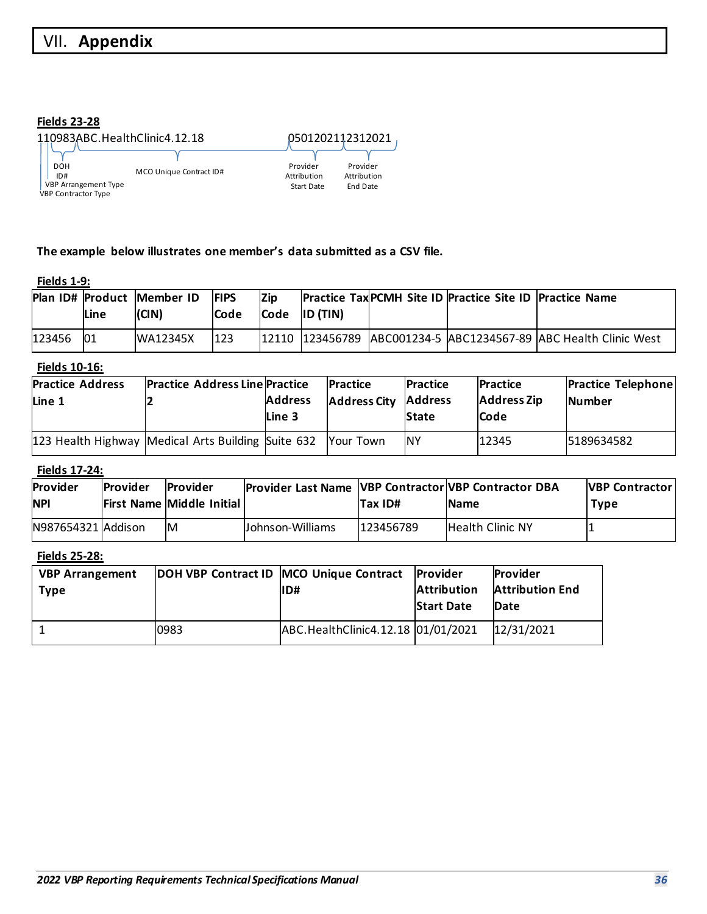# VII. **Appendix**

**Fields 23-28**

```
110983ABC.HealthClinic4.12.18              0501202112312021
```

- VBP Contractor Type
- VBP Arrangement Type
- DOH ID#
- MCO Unique Contract ID#
- Provider Attribution Start Date
- Provider Attribution End Date

**The example below illustrates one member's data submitted as a CSV file.**

**Fields 1-9:**

| Plan ID# | Product Line | Member ID (CIN) | FIPS Code | Zip Code | Practice Tax ID (TIN) | PCMH Site ID | Practice Site ID | Practice Name |
|---|---|---|---|---|---|---|---|---|
| 123456 | 01 | WA12345X | 123 | 12110 | 123456789 | ABC001234-5 | ABC1234567-89 | ABC Health Clinic West |

**Fields 10-16:**

| Practice Address Line 1 | Practice Address Line 2 | Practice Address Line 3 | Practice Address City | Practice Address State | Practice Address Zip Code | Practice Telephone Number |
|---|---|---|---|---|---|---|
| 123 Health Highway | Medical Arts Building | Suite 632 | Your Town | NY | 12345 | 5189634582 |

**Fields 17-24:**

| Provider NPI | Provider First Name | Provider Middle Initial | Provider Last Name | VBP Contractor Tax ID# | VBP Contractor DBA Name | VBP Contractor Type |
|---|---|---|---|---|---|---|
| N987654321 | Addison | M | Johnson-Williams | 123456789 | Health Clinic NY | 1 |

**Fields 25-28:**

| VBP Arrangement Type | DOH VBP Contract ID | MCO Unique Contract ID# | Provider Attribution Start Date | Provider Attribution End Date |
|---|---|---|---|---|
| 1 | 0983 | ABC.HealthClinic4.12.18 | 01/01/2021 | 12/31/2021 |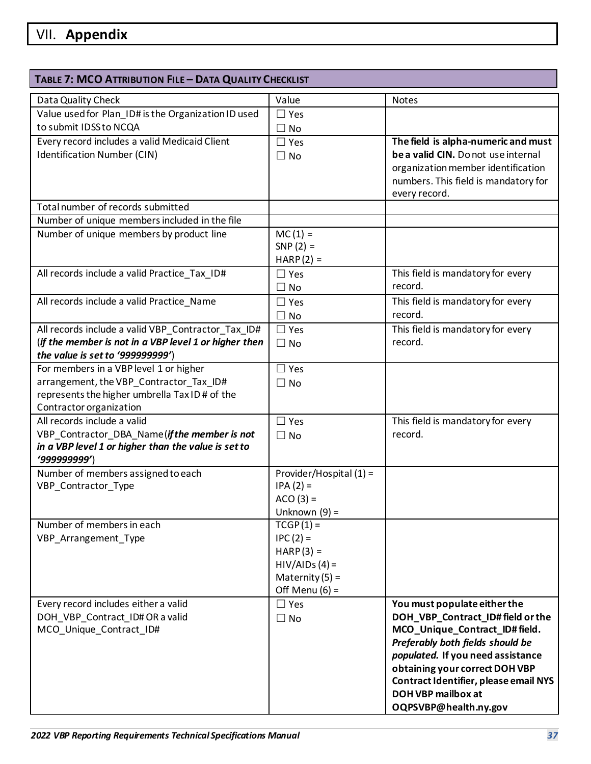# VII. Appendix

| TABLE 7: MCO ATTRIBUTION FILE – DATA QUALITY CHECKLIST | | |
|---|---|---|
| Data Quality Check | Value | Notes |
| Value used for Plan_ID# is the Organization ID used to submit IDSS to NCQA | ☐ Yes<br>☐ No | |
| Every record includes a valid Medicaid Client Identification Number (CIN) | ☐ Yes<br>☐ No | **The field is alpha-numeric and must be a valid CIN.** Do not use internal organization member identification numbers. This field is mandatory for every record. |
| Total number of records submitted | | |
| Number of unique members included in the file | | |
| Number of unique members by product line | MC (1) =<br>SNP (2) =<br>HARP (2) = | |
| All records include a valid Practice_Tax_ID# | ☐ Yes<br>☐ No | This field is mandatory for every record. |
| All records include a valid Practice_Name | ☐ Yes<br>☐ No | This field is mandatory for every record. |
| All records include a valid VBP_Contractor_Tax_ID# (***if the member is not in a VBP level 1 or higher then the value is set to '999999999'***) | ☐ Yes<br>☐ No | This field is mandatory for every record. |
| For members in a VBP level 1 or higher arrangement, the VBP_Contractor_Tax_ID# represents the higher umbrella Tax ID # of the Contractor organization | ☐ Yes<br>☐ No | |
| All records include a valid VBP_Contractor_DBA_Name (***if the member is not in a VBP level 1 or higher than the value is set to '999999999'***) | ☐ Yes<br>☐ No | This field is mandatory for every record. |
| Number of members assigned to each VBP_Contractor_Type | Provider/Hospital (1) =<br>IPA (2) =<br>ACO (3) =<br>Unknown (9) = | |
| Number of members in each VBP_Arrangement_Type | TCGP (1) =<br>IPC (2) =<br>HARP (3) =<br>HIV/AIDs (4) =<br>Maternity (5) =<br>Off Menu (6) = | |
| Every record includes either a valid DOH_VBP_Contract_ID# OR a valid MCO_Unique_Contract_ID# | ☐ Yes<br>☐ No | **You must populate either the DOH_VBP_Contract_ID# field or the MCO_Unique_Contract_ID# field. *Preferably both fields should be populated.* If you need assistance obtaining your correct DOH VBP Contract Identifier, please email NYS DOH VBP mailbox at OQPSVBP@health.ny.gov** |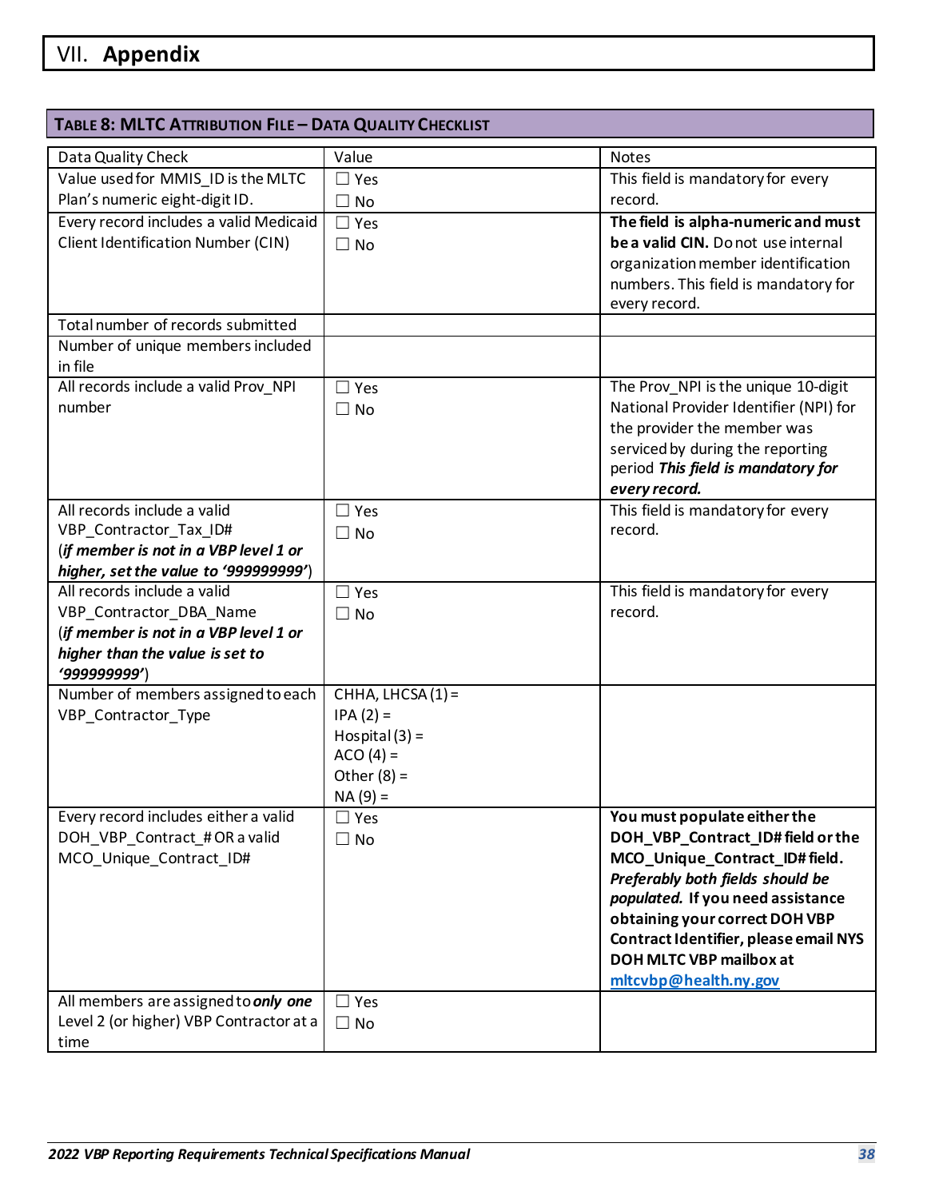# VII. Appendix

**TABLE 8: MLTC ATTRIBUTION FILE – DATA QUALITY CHECKLIST**

| Data Quality Check | Value | Notes |
|---|---|---|
| Value used for MMIS_ID is the MLTC Plan's numeric eight-digit ID. | ☐ Yes<br>☐ No | This field is mandatory for every record. |
| Every record includes a valid Medicaid Client Identification Number (CIN) | ☐ Yes<br>☐ No | **The field is alpha-numeric and must be a valid CIN.** Do not use internal organization member identification numbers. This field is mandatory for every record. |
| Total number of records submitted | | |
| Number of unique members included in file | | |
| All records include a valid Prov_NPI number | ☐ Yes<br>☐ No | The Prov_NPI is the unique 10-digit National Provider Identifier (NPI) for the provider the member was serviced by during the reporting period ***This field is mandatory for every record.*** |
| All records include a valid VBP_Contractor_Tax_ID# (***if member is not in a VBP level 1 or higher, set the value to '999999999'***) | ☐ Yes<br>☐ No | This field is mandatory for every record. |
| All records include a valid VBP_Contractor_DBA_Name (***if member is not in a VBP level 1 or higher than the value is set to '999999999'***) | ☐ Yes<br>☐ No | This field is mandatory for every record. |
| Number of members assigned to each VBP_Contractor_Type | CHHA, LHCSA (1) =<br>IPA (2) =<br>Hospital (3) =<br>ACO (4) =<br>Other (8) =<br>NA (9) = | |
| Every record includes either a valid DOH_VBP_Contract_# OR a valid MCO_Unique_Contract_ID# | ☐ Yes<br>☐ No | **You must populate either the DOH_VBP_Contract_ID# field or the MCO_Unique_Contract_ID# field. *Preferably both fields should be populated.* If you need assistance obtaining your correct DOH VBP Contract Identifier, please email NYS DOH MLTC VBP mailbox at mltcvbp@health.ny.gov** |
| All members are assigned to ***only one*** Level 2 (or higher) VBP Contractor at a time | ☐ Yes<br>☐ No | |